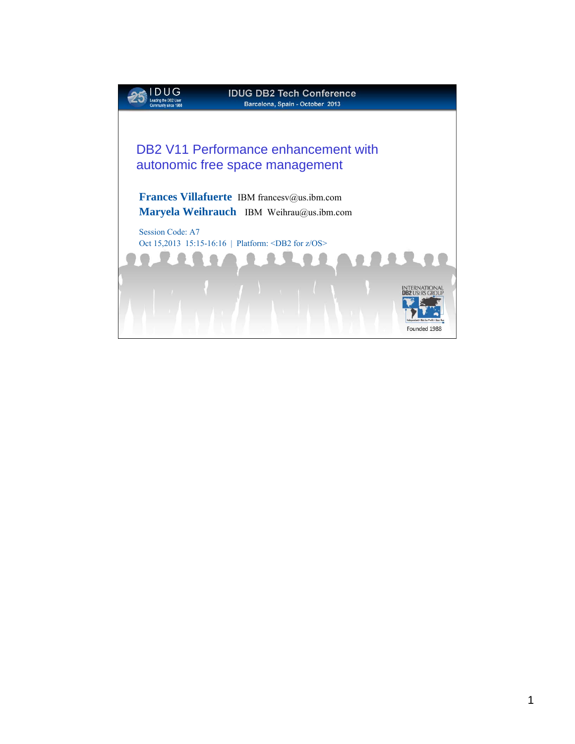IDUG DB2 Tech Conference

Barcelona, Spain - October 2013

# DB2 V11 Performance enhancement with autonomic free space management

**Frances Villafuerte** IBM francesv@us.ibm.com

**Maryela Weihrauch** IBM Weihrau@us.ibm.com

Session Code: A7

Oct 15,2013 15:15-16:16 | Platform: <DB2 for z/OS>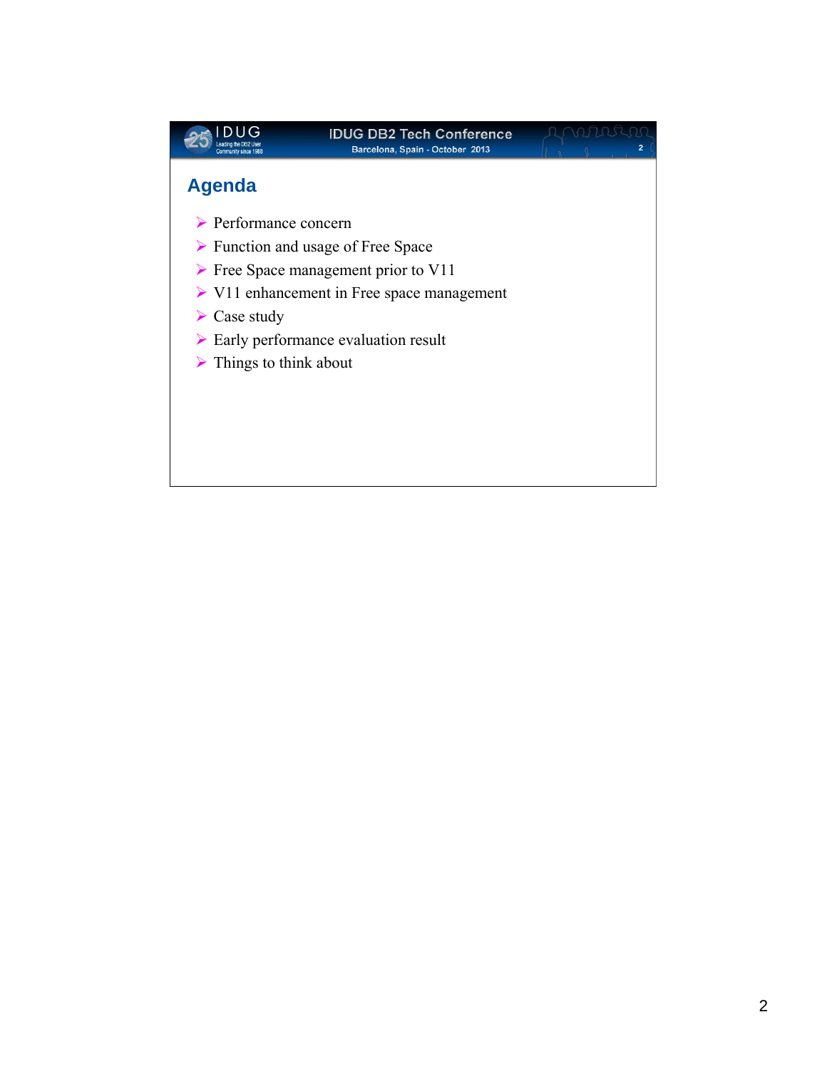## Agenda

- Performance concern
- Function and usage of Free Space
- Free Space management prior to V11
- V11 enhancement in Free space management
- Case study
- Early performance evaluation result
- Things to think about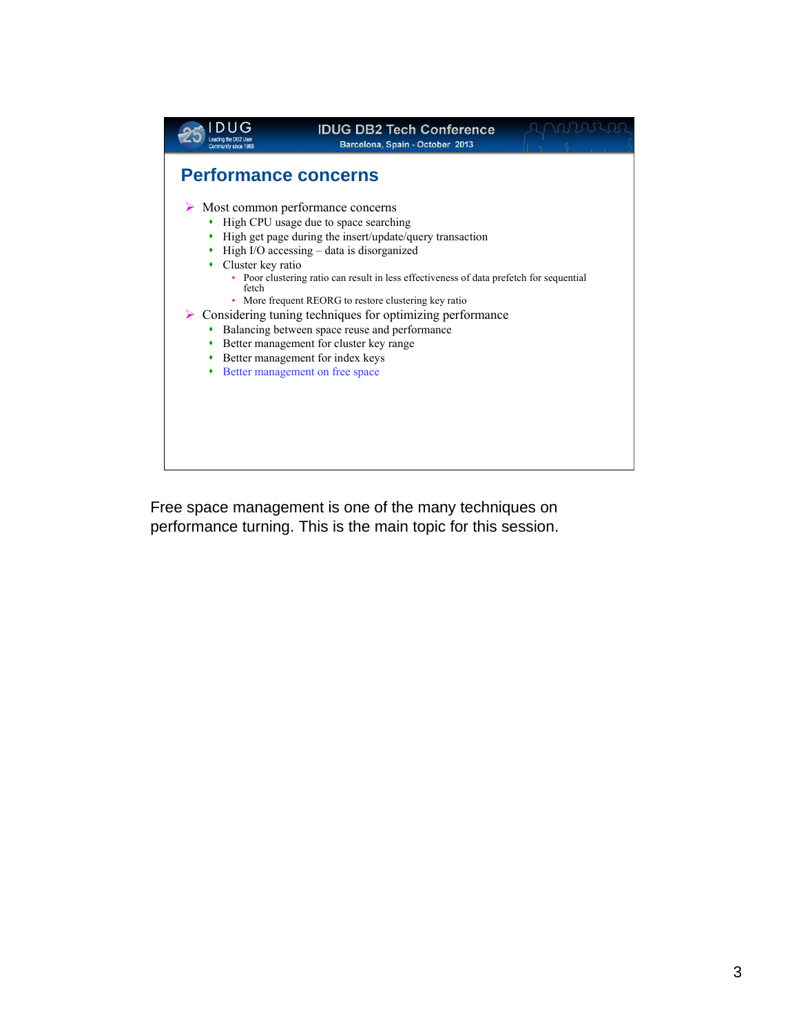## Performance concerns

- Most common performance concerns
  - High CPU usage due to space searching
  - High get page during the insert/update/query transaction
  - High I/O accessing – data is disorganized
  - Cluster key ratio
    - Poor clustering ratio can result in less effectiveness of data prefetch for sequential fetch
    - More frequent REORG to restore clustering key ratio
- Considering tuning techniques for optimizing performance
  - Balancing between space reuse and performance
  - Better management for cluster key range
  - Better management for index keys
  - Better management on free space

Free space management is one of the many techniques on performance turning. This is the main topic for this session.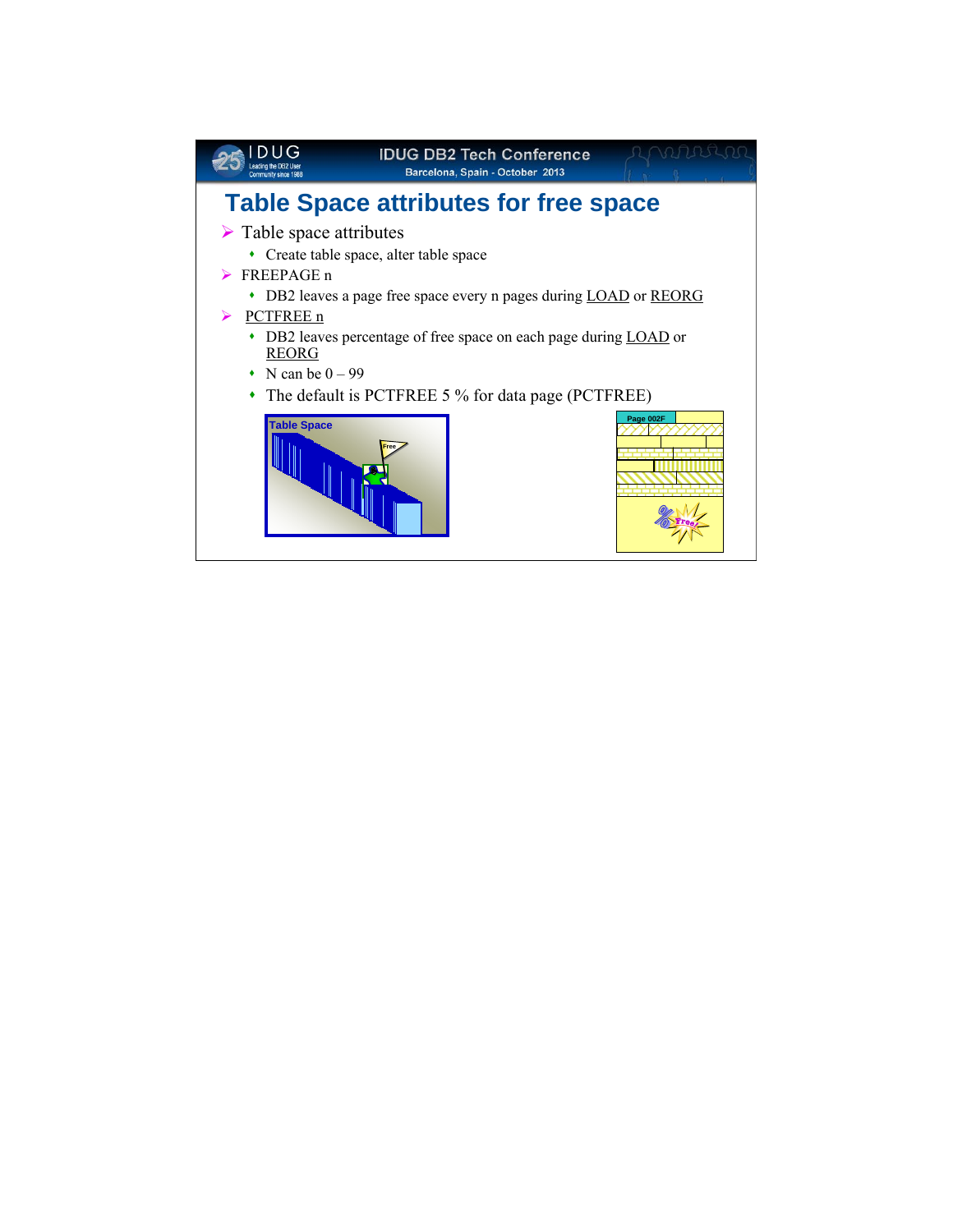# Table Space attributes for free space

- Table space attributes
  - Create table space, alter table space
- FREEPAGE n
  - DB2 leaves a page free space every n pages during LOAD or REORG
- PCTFREE n
  - DB2 leaves percentage of free space on each page during LOAD or REORG
  - N can be 0 – 99
  - The default is PCTFREE 5 % for data page (PCTFREE)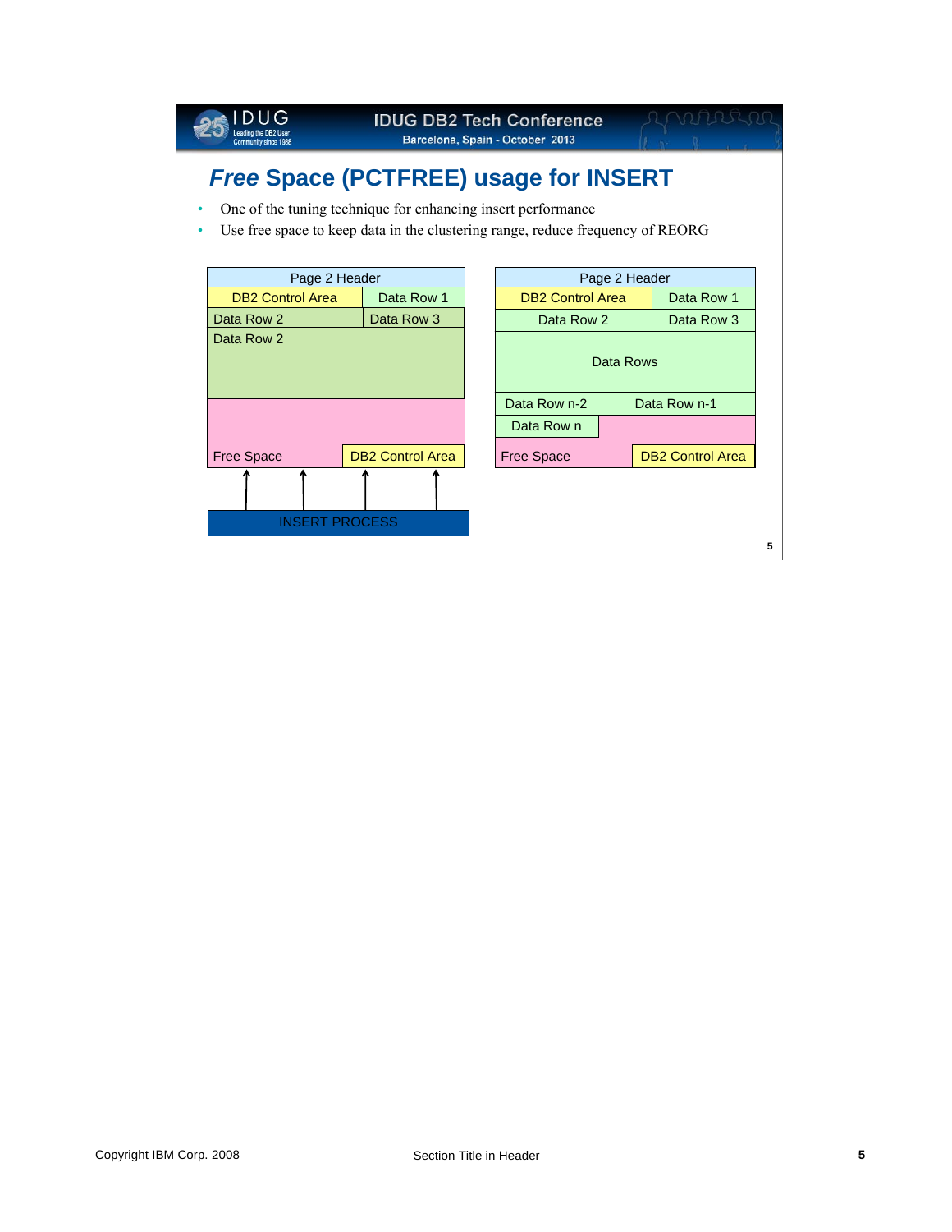## *Free* Space (PCTFREE) usage for INSERT

- One of the tuning technique for enhancing insert performance
- Use free space to keep data in the clustering range, reduce frequency of REORG

| Page 2 Header | |
|---|---|
| DB2 Control Area | Data Row 1 |
| Data Row 2 | Data Row 3 |
| Data Row 2 | |
| Free Space | DB2 Control Area |

INSERT PROCESS

| Page 2 Header | |
|---|---|
| DB2 Control Area | Data Row 1 |
| Data Row 2 | Data Row 3 |
| Data Rows | |
| Data Row n-2 | Data Row n-1 |
| Data Row n | |
| Free Space | DB2 Control Area |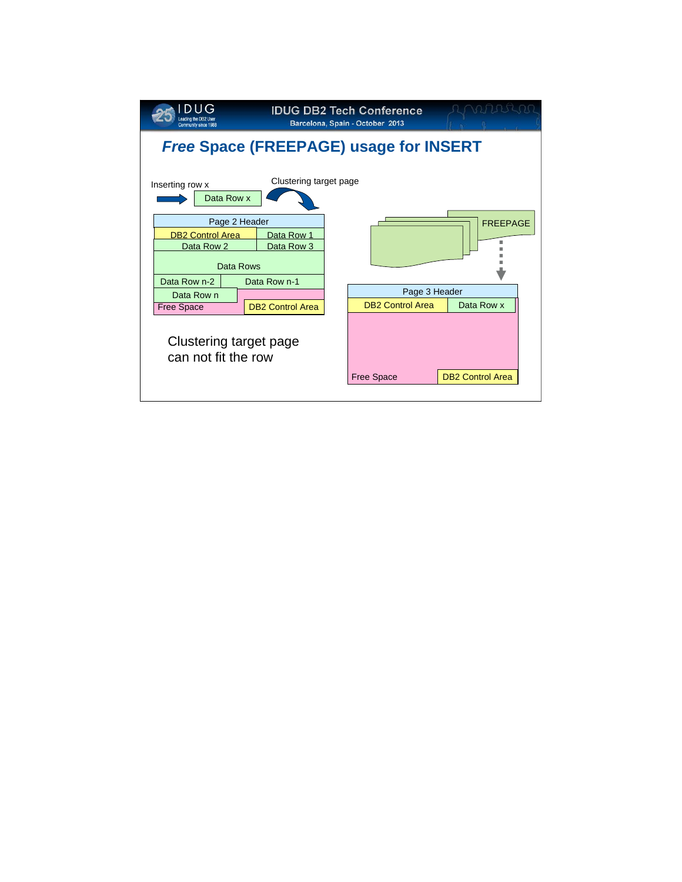# *Free* Space (FREEPAGE) usage for INSERT

Inserting row x

Data Row x

Clustering target page

Page 2 Header

DB2 Control Area | Data Row 1

Data Row 2 | Data Row 3

Data Rows

Data Row n-2 | Data Row n-1

Data Row n

Free Space | DB2 Control Area

FREEPAGE

Page 3 Header

DB2 Control Area | Data Row x

Free Space | DB2 Control Area

Clustering target page can not fit the row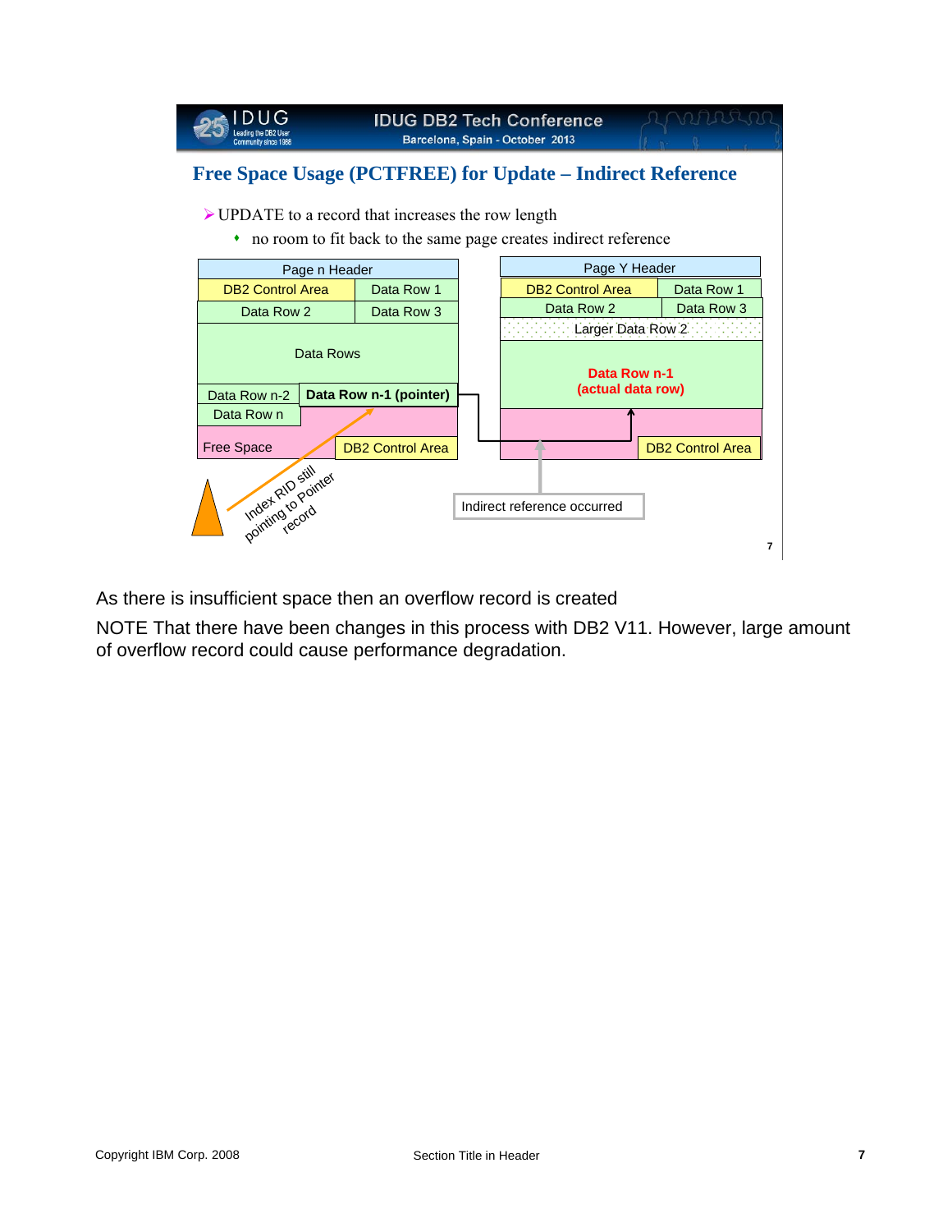## Free Space Usage (PCTFREE) for Update – Indirect Reference

- UPDATE to a record that increases the row length
  - no room to fit back to the same page creates indirect reference

Page n Header

DB2 Control Area | Data Row 1

Data Row 2 | Data Row 3

Data Rows

Data Row n-2 | Data Row n-1 (pointer)

Data Row n

Free Space | DB2 Control Area

Index RID still pointing to Pointer record

Page Y Header

DB2 Control Area | Data Row 1

Data Row 2 | Data Row 3

Larger Data Row 2

Data Row n-1 (actual data row)

DB2 Control Area

Indirect reference occurred

As there is insufficient space then an overflow record is created

NOTE That there have been changes in this process with DB2 V11. However, large amount of overflow record could cause performance degradation.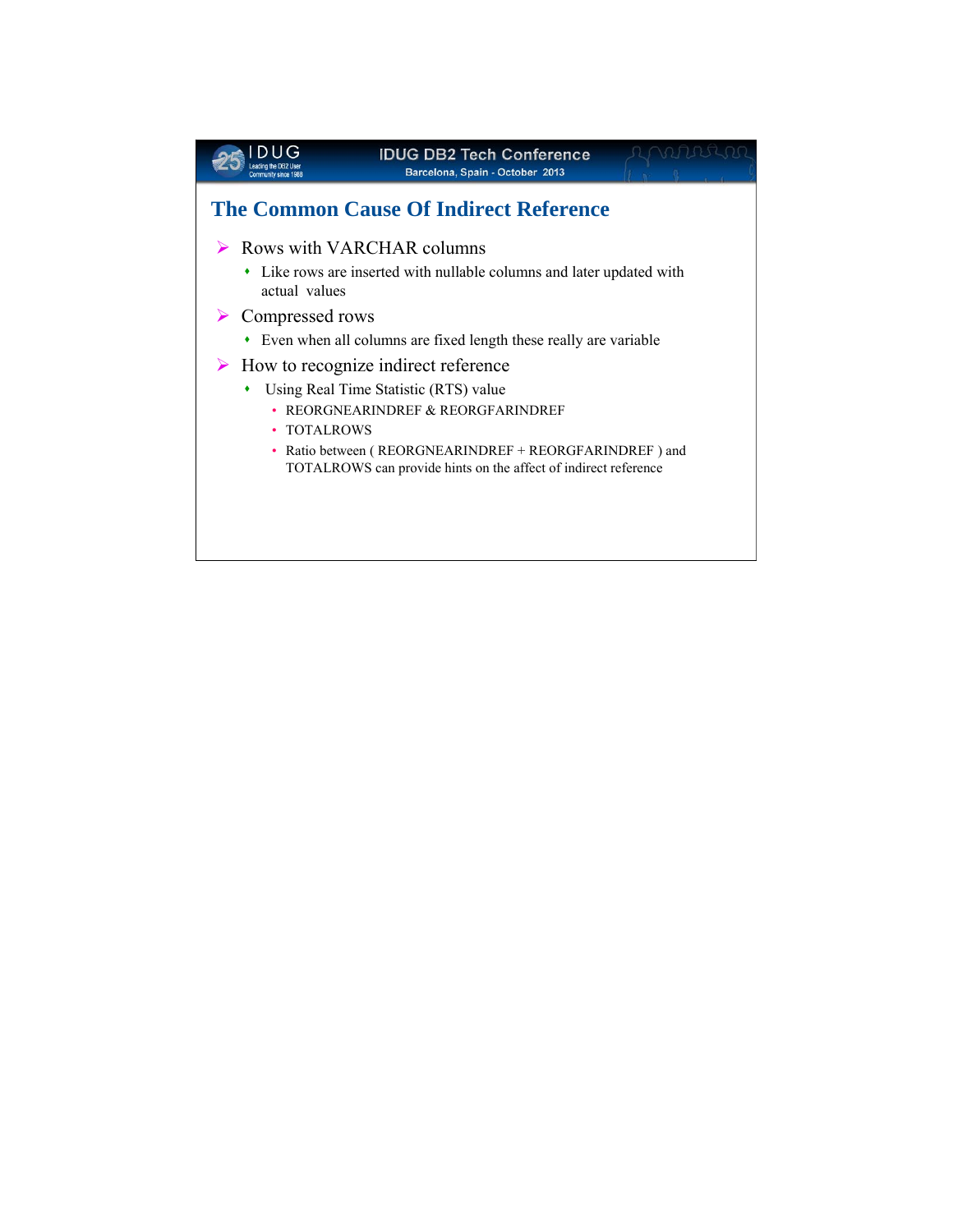## The Common Cause Of Indirect Reference

- Rows with VARCHAR columns
  - Like rows are inserted with nullable columns and later updated with actual values
- Compressed rows
  - Even when all columns are fixed length these really are variable
- How to recognize indirect reference
  - Using Real Time Statistic (RTS) value
    - REORGNEARINDREF & REORGFARINDREF
    - TOTALROWS
    - Ratio between ( REORGNEARINDREF + REORGFARINDREF ) and TOTALROWS can provide hints on the affect of indirect reference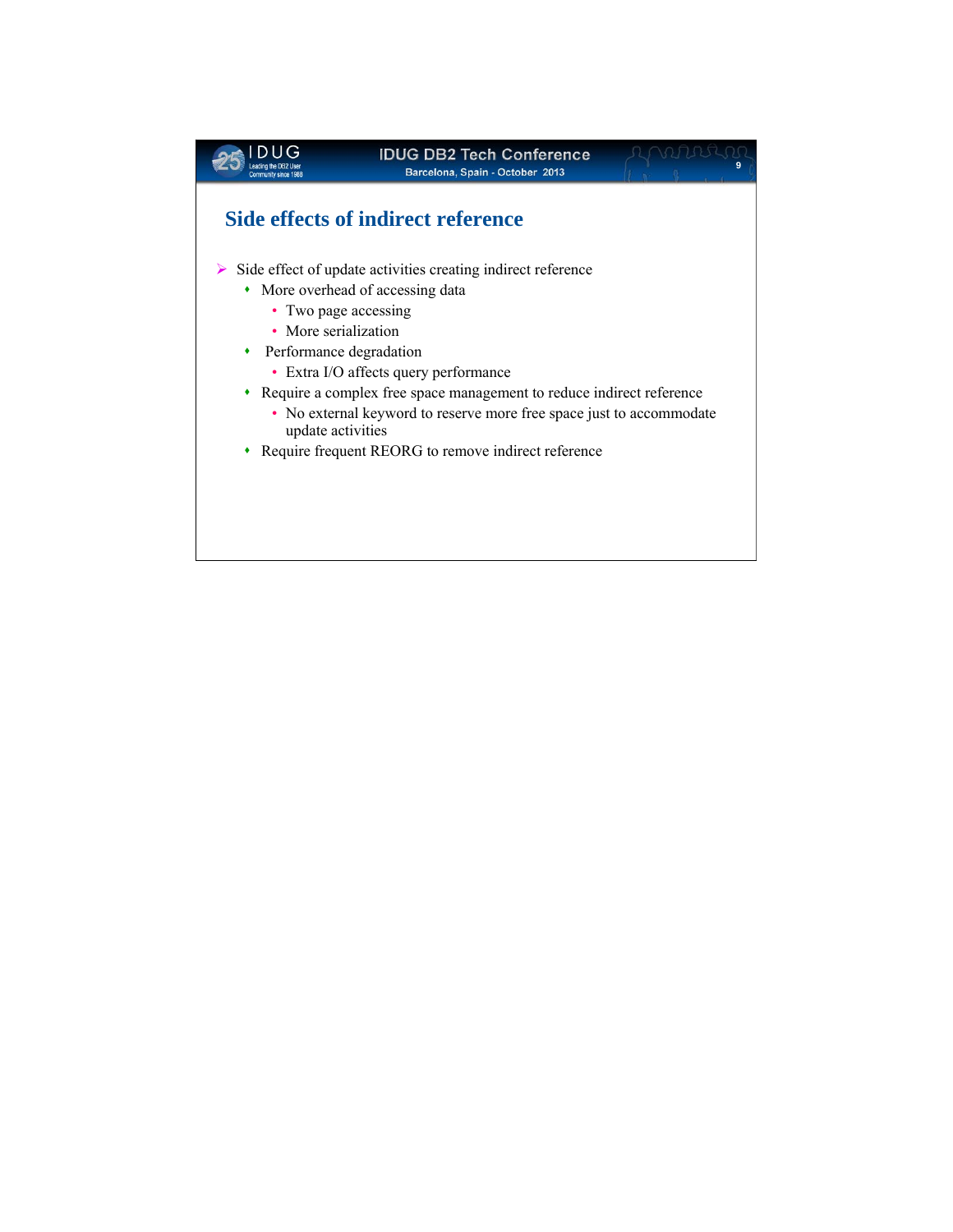## Side effects of indirect reference

- Side effect of update activities creating indirect reference
  - More overhead of accessing data
    - Two page accessing
    - More serialization
  - Performance degradation
    - Extra I/O affects query performance
  - Require a complex free space management to reduce indirect reference
    - No external keyword to reserve more free space just to accommodate update activities
  - Require frequent REORG to remove indirect reference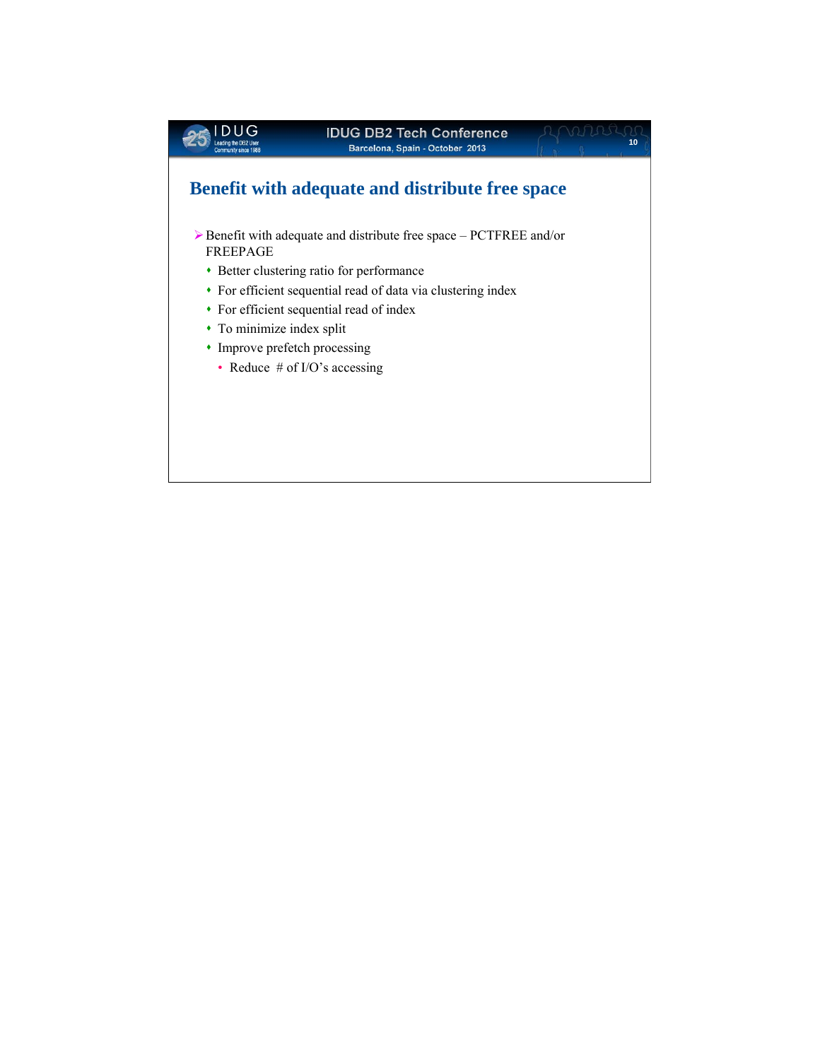# Benefit with adequate and distribute free space

- Benefit with adequate and distribute free space – PCTFREE and/or FREEPAGE
  - Better clustering ratio for performance
  - For efficient sequential read of data via clustering index
  - For efficient sequential read of index
  - To minimize index split
  - Improve prefetch processing
    - Reduce # of I/O's accessing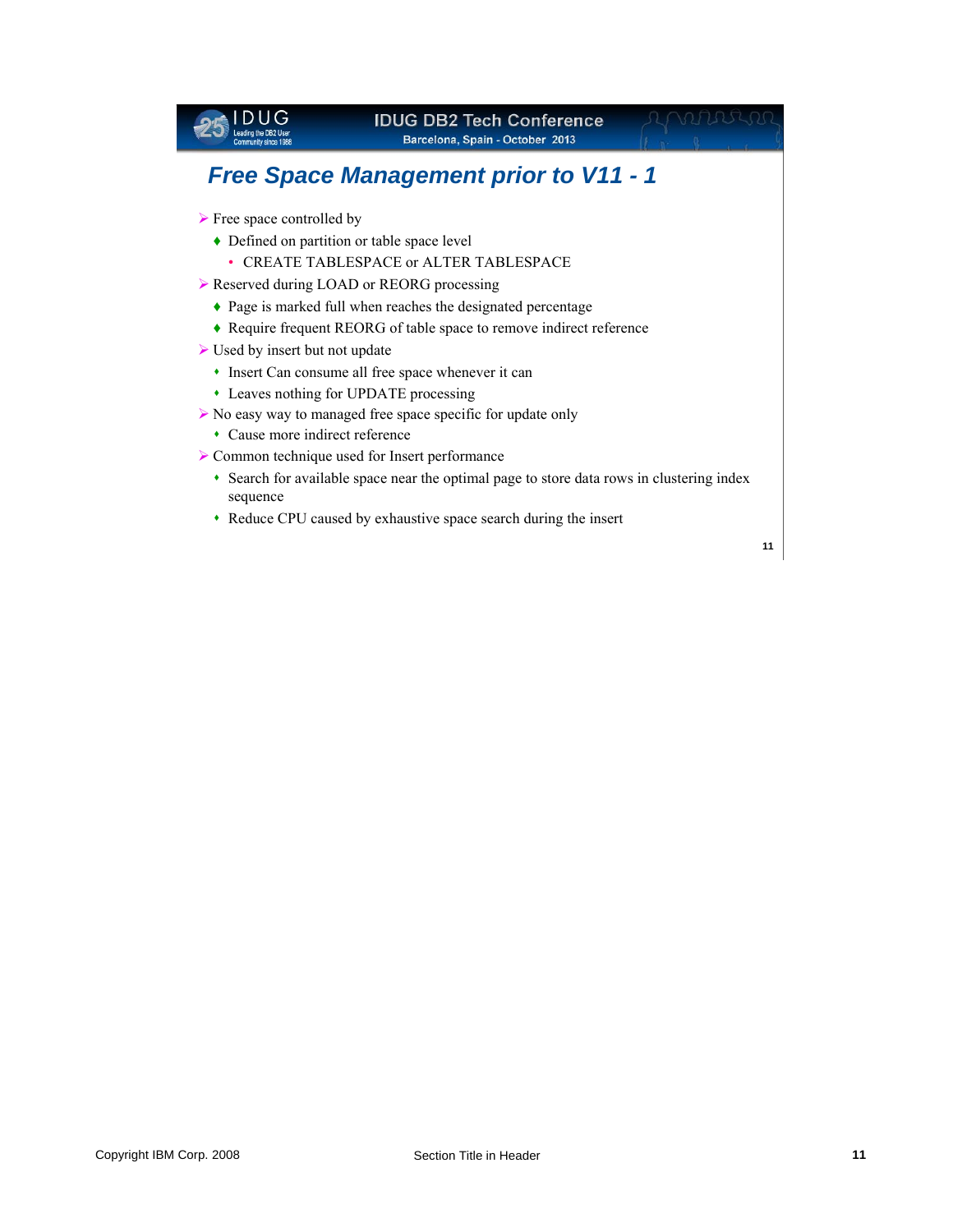## Free Space Management prior to V11 - 1

- Free space controlled by
  - Defined on partition or table space level
    - CREATE TABLESPACE or ALTER TABLESPACE
- Reserved during LOAD or REORG processing
  - Page is marked full when reaches the designated percentage
  - Require frequent REORG of table space to remove indirect reference
- Used by insert but not update
  - Insert Can consume all free space whenever it can
  - Leaves nothing for UPDATE processing
- No easy way to managed free space specific for update only
  - Cause more indirect reference
- Common technique used for Insert performance
  - Search for available space near the optimal page to store data rows in clustering index sequence
  - Reduce CPU caused by exhaustive space search during the insert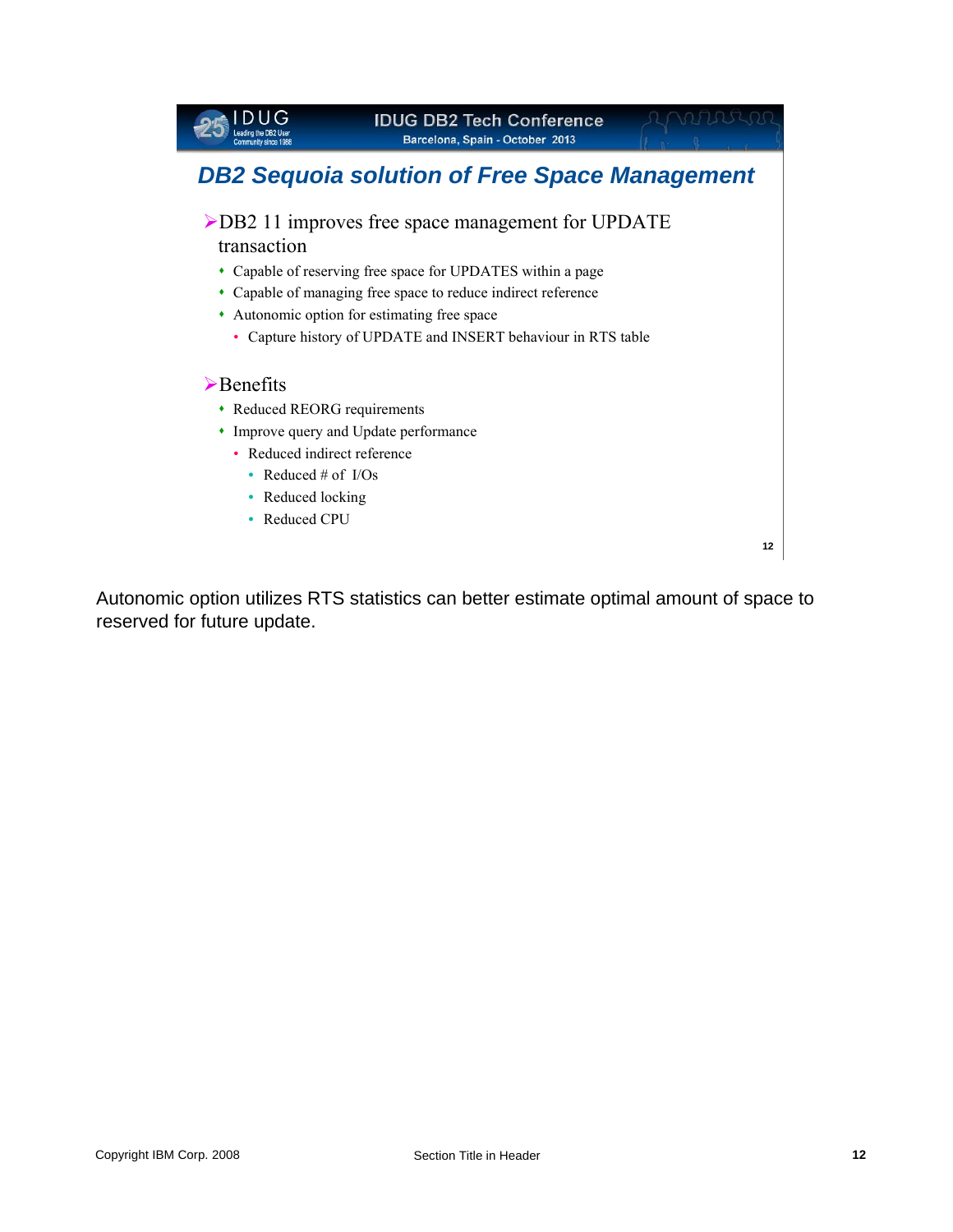## DB2 Sequoia solution of Free Space Management

- DB2 11 improves free space management for UPDATE transaction
  - Capable of reserving free space for UPDATES within a page
  - Capable of managing free space to reduce indirect reference
  - Autonomic option for estimating free space
    - Capture history of UPDATE and INSERT behaviour in RTS table

- Benefits
  - Reduced REORG requirements
  - Improve query and Update performance
    - Reduced indirect reference
      - Reduced # of I/Os
      - Reduced locking
      - Reduced CPU

Autonomic option utilizes RTS statistics can better estimate optimal amount of space to reserved for future update.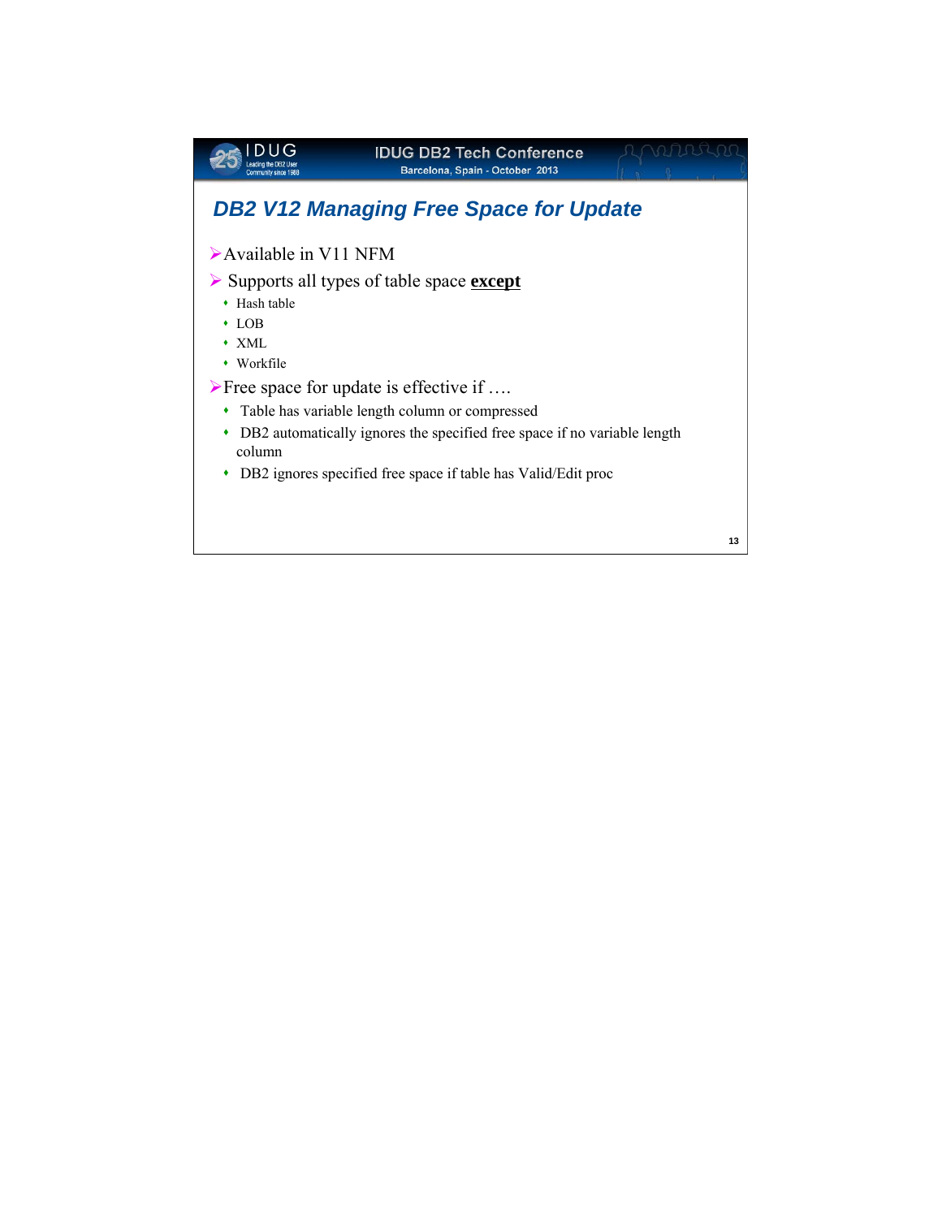## DB2 V12 Managing Free Space for Update

- Available in V11 NFM
- Supports all types of table space **except**
  - Hash table
  - LOB
  - XML
  - Workfile
- Free space for update is effective if ….
  - Table has variable length column or compressed
  - DB2 automatically ignores the specified free space if no variable length column
  - DB2 ignores specified free space if table has Valid/Edit proc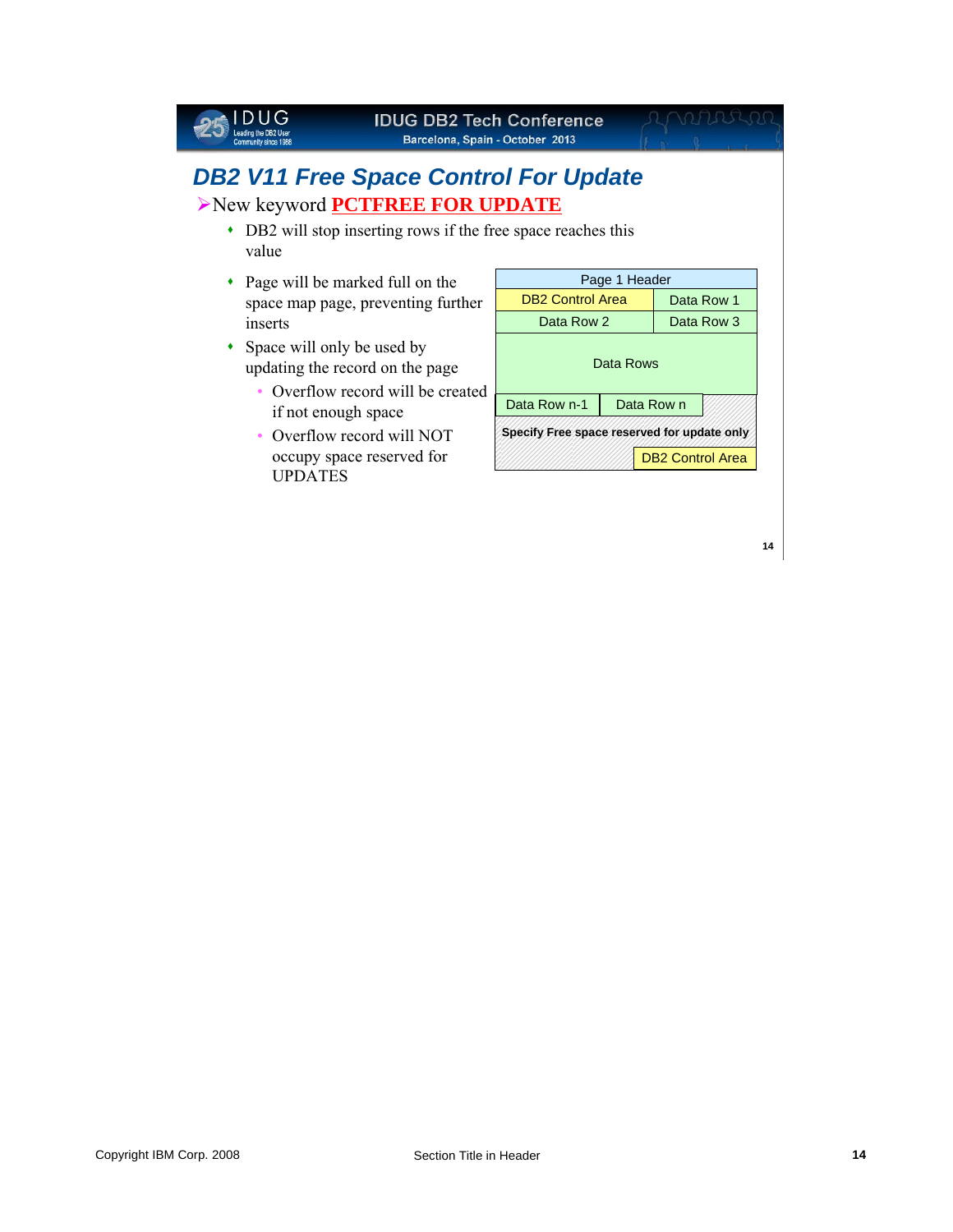# DB2 V11 Free Space Control For Update

- New keyword **PCTFREE FOR UPDATE**
  - DB2 will stop inserting rows if the free space reaches this value
  - Page will be marked full on the space map page, preventing further inserts
  - Space will only be used by updating the record on the page
    - Overflow record will be created if not enough space
    - Overflow record will NOT occupy space reserved for UPDATES

| Page 1 Header | |
|---|---|
| DB2 Control Area | Data Row 1 |
| Data Row 2 | Data Row 3 |
| Data Rows | |
| Data Row n-1 | Data Row n |
| **Specify Free space reserved for update only** | |
| | DB2 Control Area |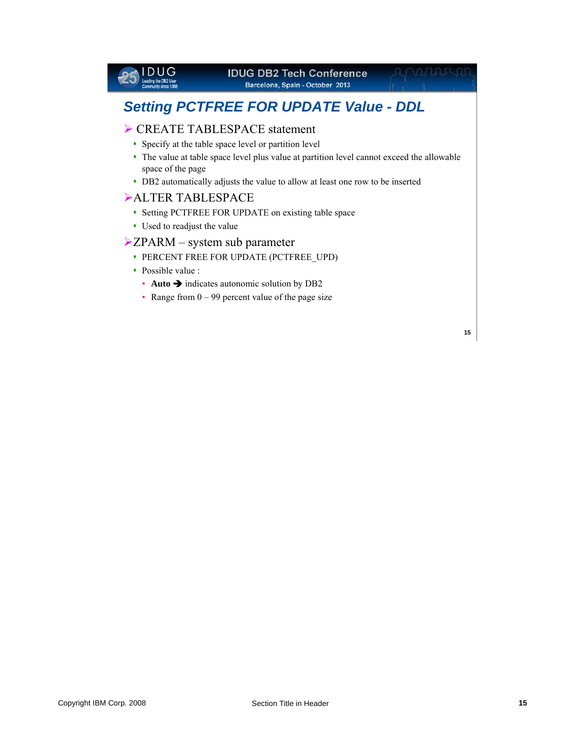# Setting PCTFREE FOR UPDATE Value - DDL

- CREATE TABLESPACE statement
  - Specify at the table space level or partition level
  - The value at table space level plus value at partition level cannot exceed the allowable space of the page
  - DB2 automatically adjusts the value to allow at least one row to be inserted
- ALTER TABLESPACE
  - Setting PCTFREE FOR UPDATE on existing table space
  - Used to readjust the value
- ZPARM – system sub parameter
  - PERCENT FREE FOR UPDATE (PCTFREE_UPD)
  - Possible value :
    - **Auto** ➔ indicates autonomic solution by DB2
    - Range from 0 – 99 percent value of the page size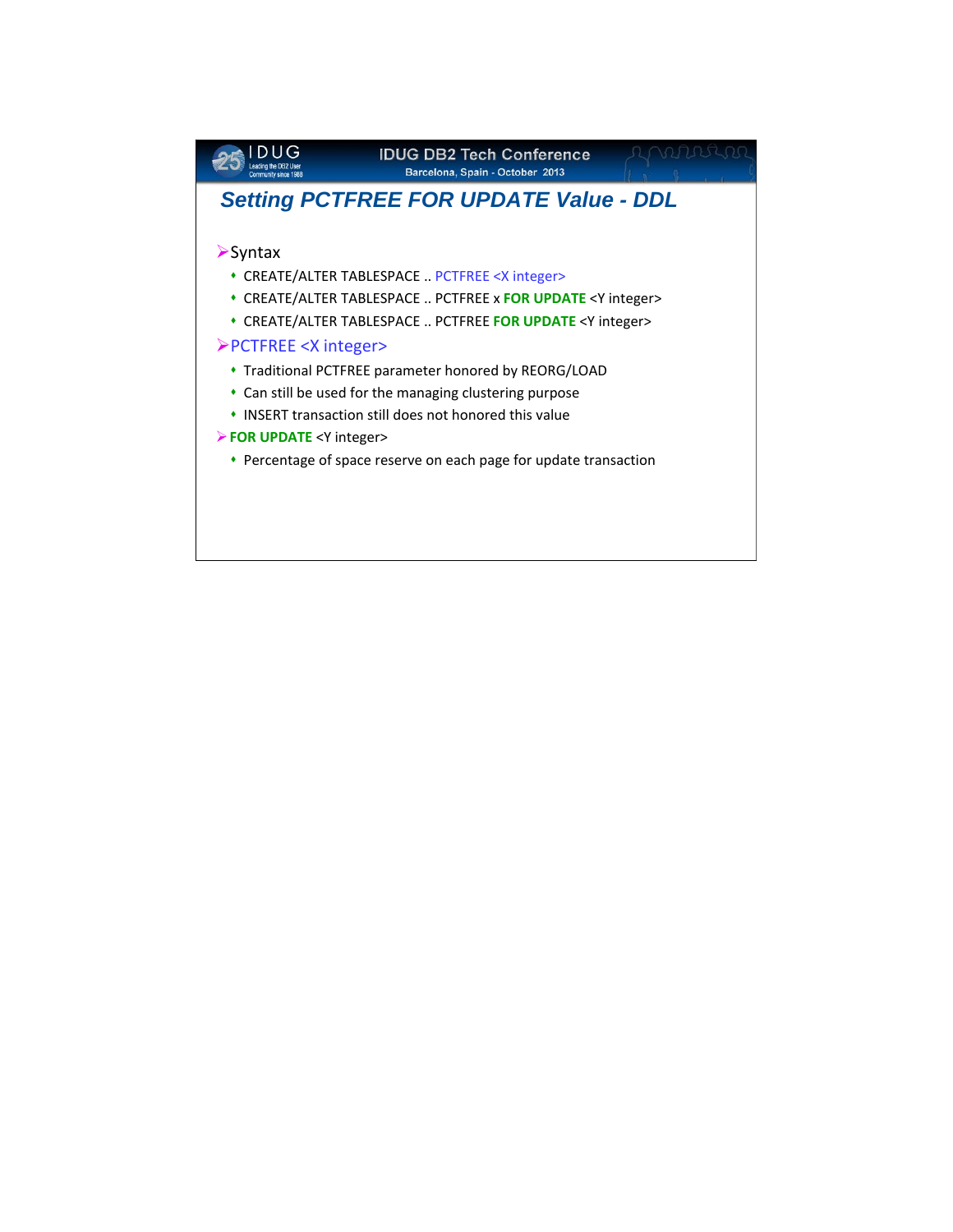## Setting PCTFREE FOR UPDATE Value - DDL

- Syntax
  - CREATE/ALTER TABLESPACE .. PCTFREE <X integer>
  - CREATE/ALTER TABLESPACE .. PCTFREE x **FOR UPDATE** <Y integer>
  - CREATE/ALTER TABLESPACE .. PCTFREE **FOR UPDATE** <Y integer>
- PCTFREE <X integer>
  - Traditional PCTFREE parameter honored by REORG/LOAD
  - Can still be used for the managing clustering purpose
  - INSERT transaction still does not honored this value
- **FOR UPDATE** <Y integer>
  - Percentage of space reserve on each page for update transaction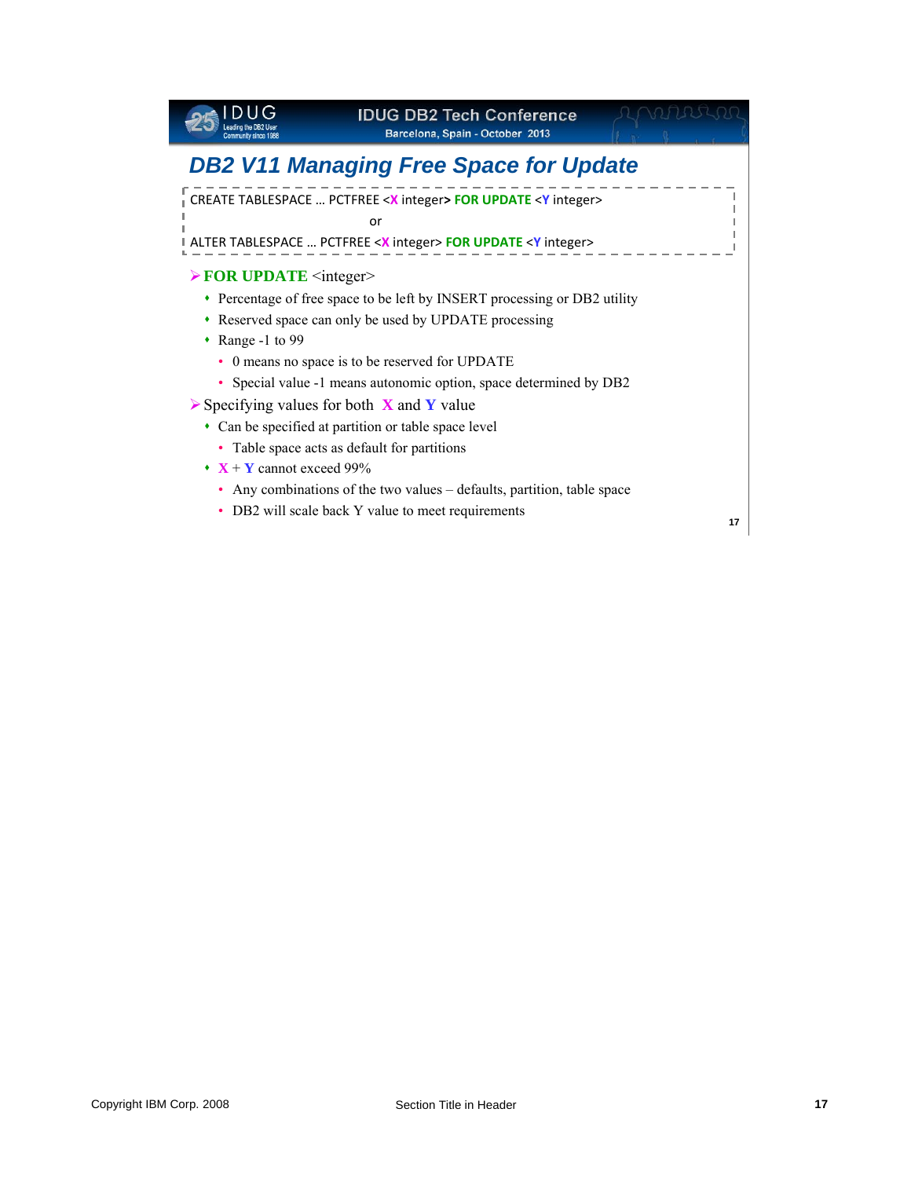# DB2 V11 Managing Free Space for Update

```
CREATE TABLESPACE … PCTFREE <X integer> FOR UPDATE <Y integer>
or
ALTER TABLESPACE … PCTFREE <X integer> FOR UPDATE <Y integer>
```

- **FOR UPDATE** <integer>
  - Percentage of free space to be left by INSERT processing or DB2 utility
  - Reserved space can only be used by UPDATE processing
  - Range -1 to 99
    - 0 means no space is to be reserved for UPDATE
    - Special value -1 means autonomic option, space determined by DB2
- Specifying values for both **X** and **Y** value
  - Can be specified at partition or table space level
    - Table space acts as default for partitions
  - **X** + **Y** cannot exceed 99%
    - Any combinations of the two values – defaults, partition, table space
    - DB2 will scale back Y value to meet requirements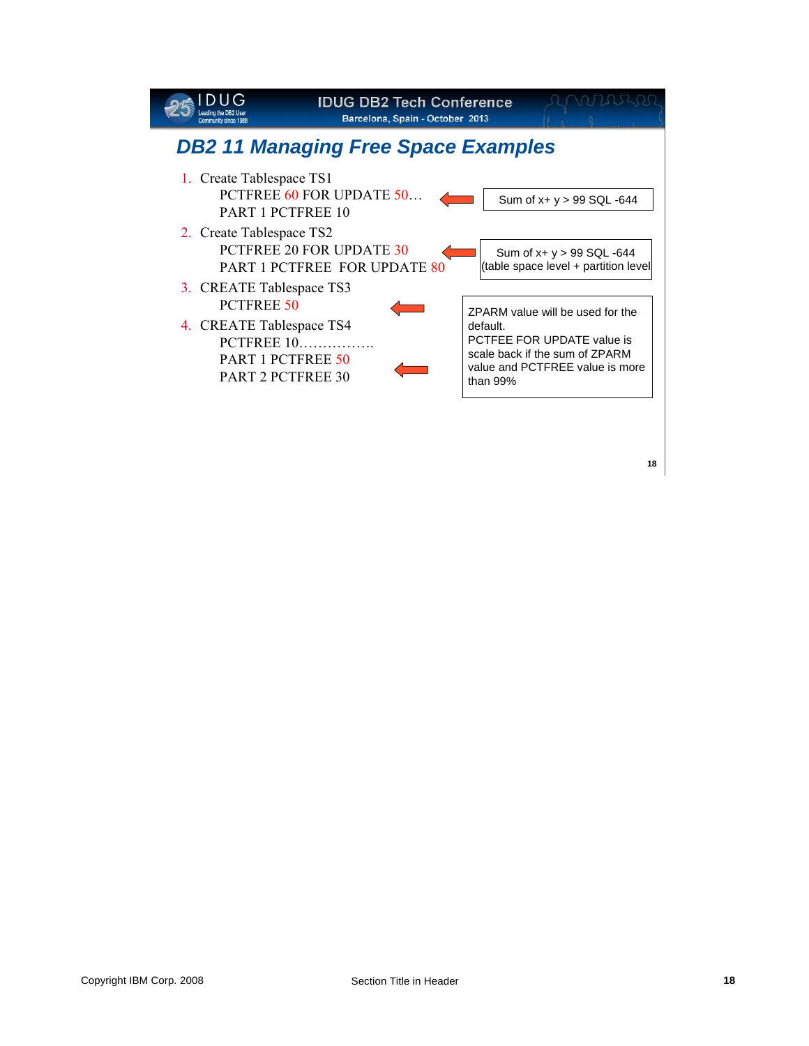## DB2 11 Managing Free Space Examples

1. Create Tablespace TS1
   PCTFREE 60 FOR UPDATE 50…
   PART 1 PCTFREE 10

   Sum of x+ y > 99 SQL -644

2. Create Tablespace TS2
   PCTFREE 20 FOR UPDATE 30
   PART 1 PCTFREE FOR UPDATE 80

   Sum of x+ y > 99 SQL -644
   (table space level + partition level

3. CREATE Tablespace TS3
   PCTFREE 50

4. CREATE Tablespace TS4
   PCTFREE 10…………….
   PART 1 PCTFREE 50
   PART 2 PCTFREE 30

ZPARM value will be used for the default.
PCTFEE FOR UPDATE value is scale back if the sum of ZPARM value and PCTFREE value is more than 99%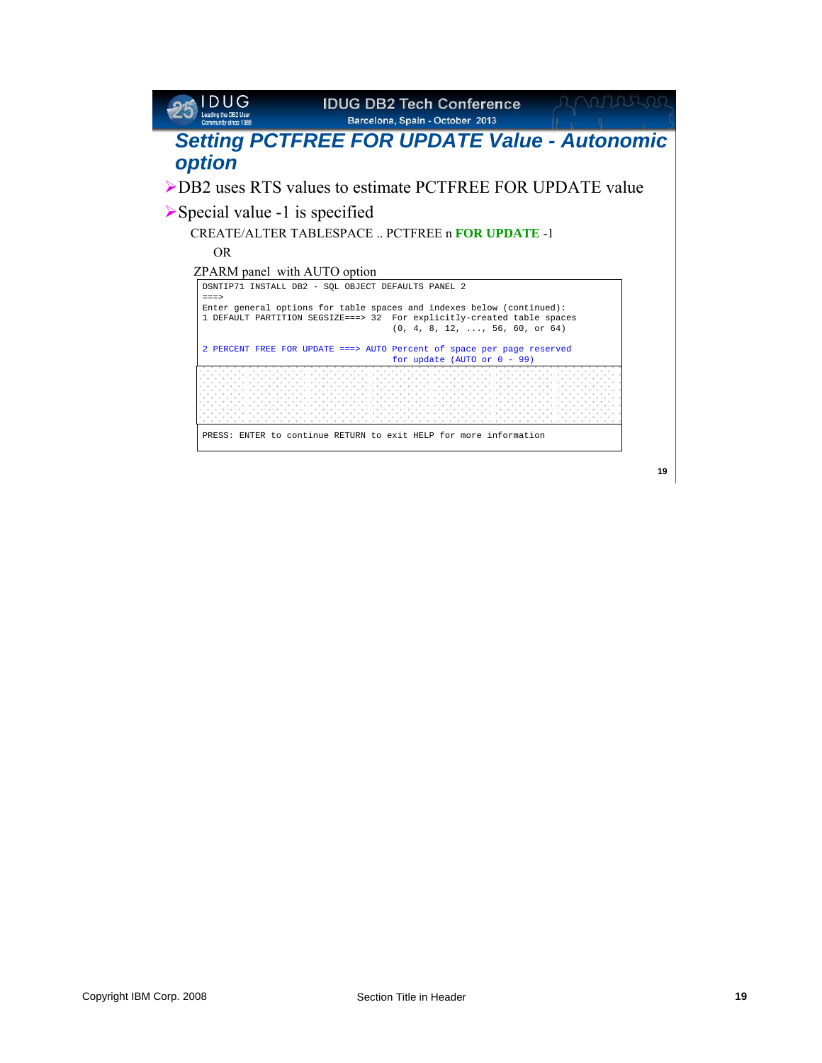## Setting PCTFREE FOR UPDATE Value - Autonomic option

- DB2 uses RTS values to estimate PCTFREE FOR UPDATE value
- Special value -1 is specified

  CREATE/ALTER TABLESPACE .. PCTFREE n **FOR UPDATE** -1

  OR

  ZPARM panel with AUTO option

```
DSNTIP71 INSTALL DB2 - SQL OBJECT DEFAULTS PANEL 2
===>
Enter general options for table spaces and indexes below (continued):
1 DEFAULT PARTITION SEGSIZE===> 32  For explicitly-created table spaces
                                    (0, 4, 8, 12, ..., 56, 60, or 64)

2 PERCENT FREE FOR UPDATE ===> AUTO Percent of space per page reserved
                                    for update (AUTO or 0 - 99)

PRESS: ENTER to continue RETURN to exit HELP for more information
```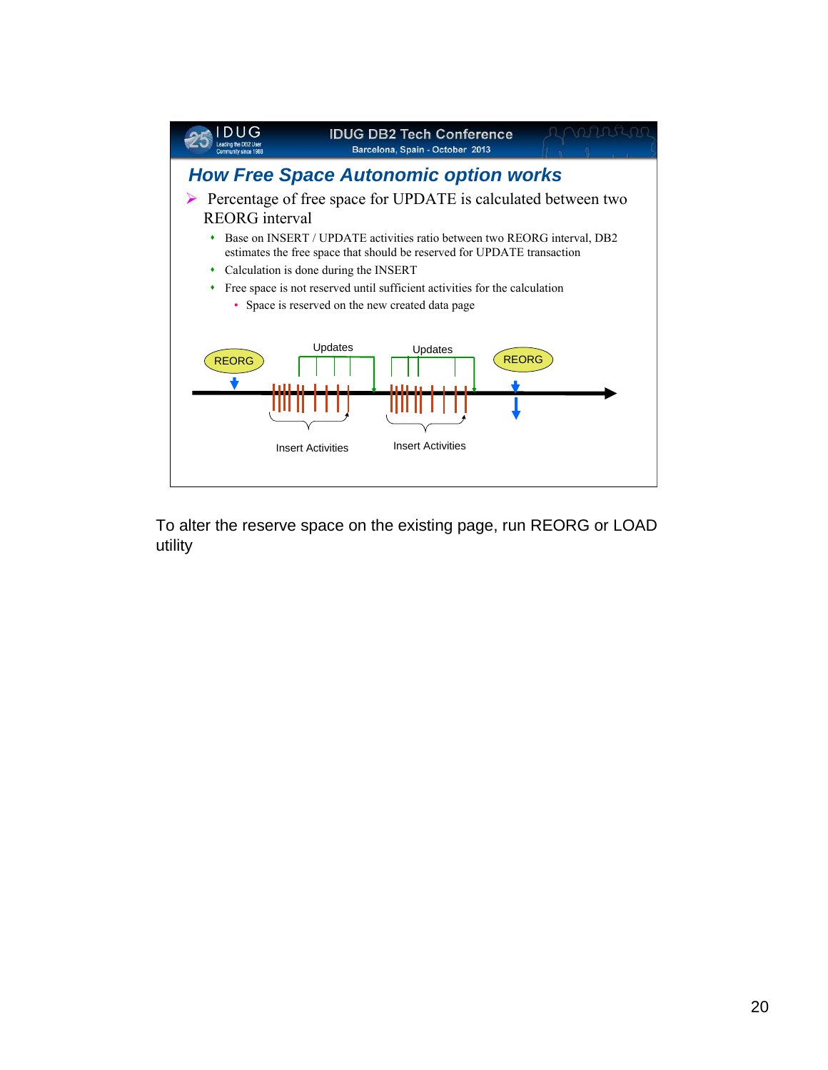## How Free Space Autonomic option works

- Percentage of free space for UPDATE is calculated between two REORG interval
  - Base on INSERT / UPDATE activities ratio between two REORG interval, DB2 estimates the free space that should be reserved for UPDATE transaction
  - Calculation is done during the INSERT
  - Free space is not reserved until sufficient activities for the calculation
    - Space is reserved on the new created data page

REORG — Updates — Updates — REORG

Insert Activities — Insert Activities

To alter the reserve space on the existing page, run REORG or LOAD utility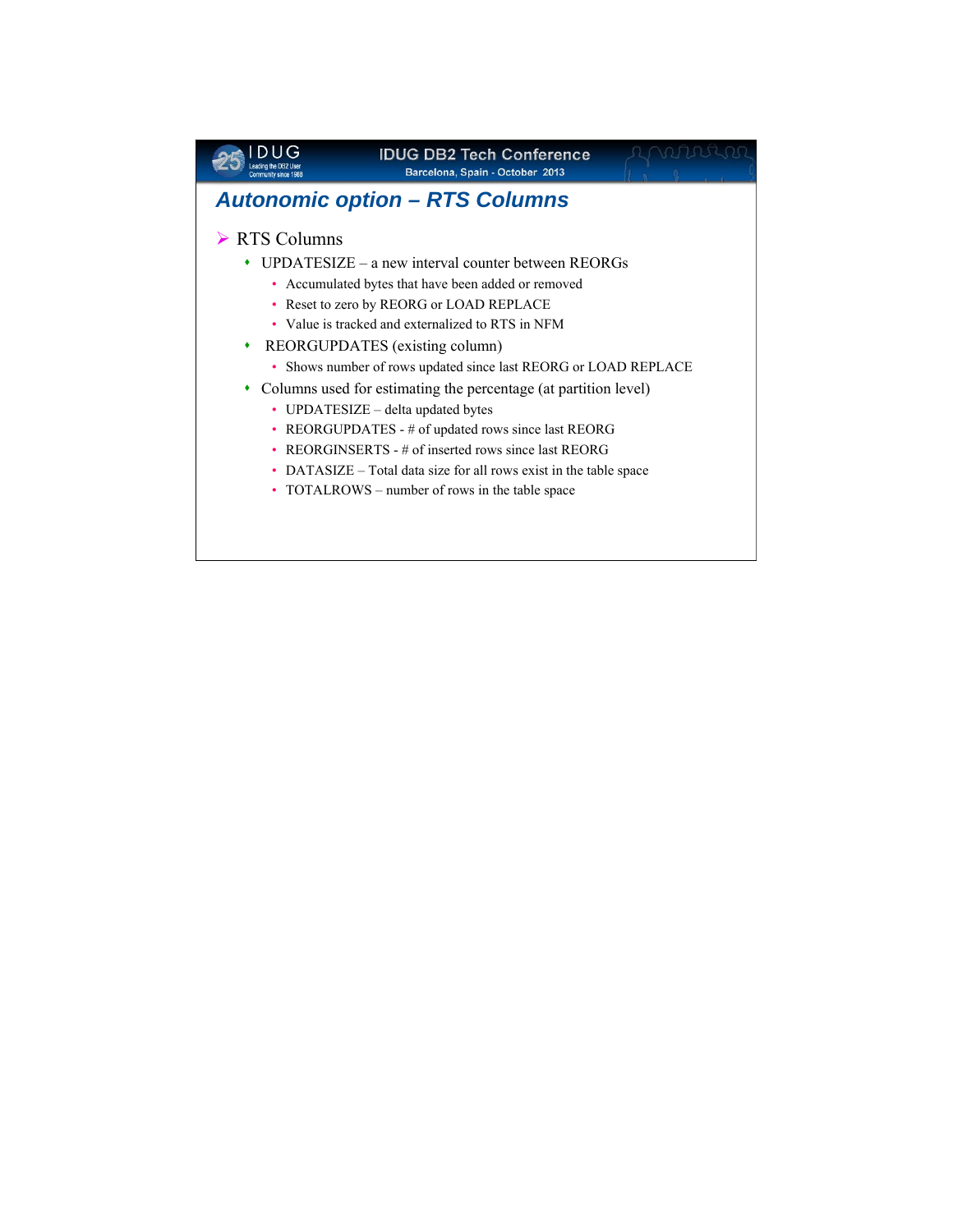## Autonomic option – RTS Columns

- RTS Columns
  - UPDATESIZE – a new interval counter between REORGs
    - Accumulated bytes that have been added or removed
    - Reset to zero by REORG or LOAD REPLACE
    - Value is tracked and externalized to RTS in NFM
  - REORGUPDATES (existing column)
    - Shows number of rows updated since last REORG or LOAD REPLACE
  - Columns used for estimating the percentage (at partition level)
    - UPDATESIZE – delta updated bytes
    - REORGUPDATES - # of updated rows since last REORG
    - REORGINSERTS - # of inserted rows since last REORG
    - DATASIZE – Total data size for all rows exist in the table space
    - TOTALROWS – number of rows in the table space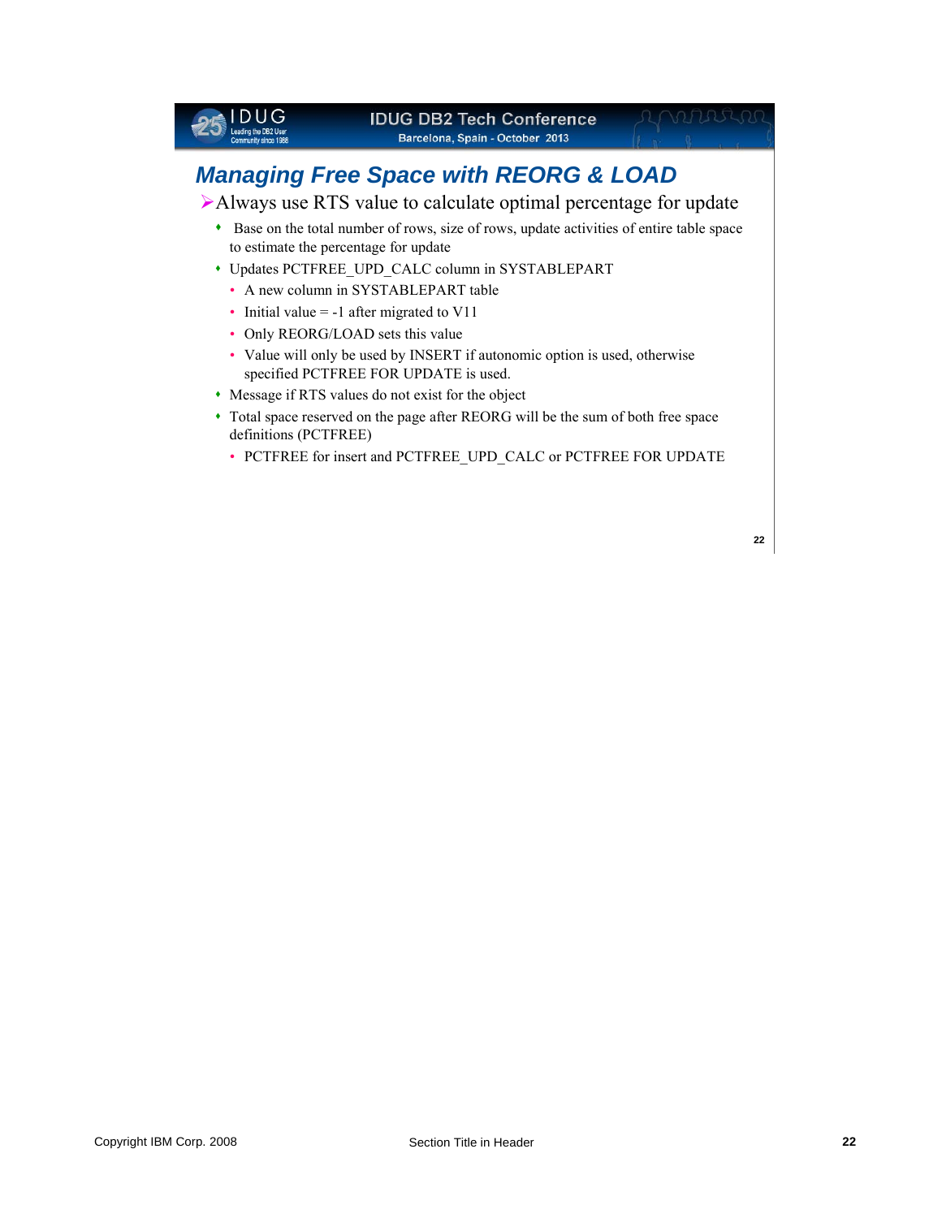## Managing Free Space with REORG & LOAD

- Always use RTS value to calculate optimal percentage for update
  - Base on the total number of rows, size of rows, update activities of entire table space to estimate the percentage for update
  - Updates PCTFREE_UPD_CALC column in SYSTABLEPART
    - A new column in SYSTABLEPART table
    - Initial value = -1 after migrated to V11
    - Only REORG/LOAD sets this value
    - Value will only be used by INSERT if autonomic option is used, otherwise specified PCTFREE FOR UPDATE is used.
  - Message if RTS values do not exist for the object
  - Total space reserved on the page after REORG will be the sum of both free space definitions (PCTFREE)
    - PCTFREE for insert and PCTFREE_UPD_CALC or PCTFREE FOR UPDATE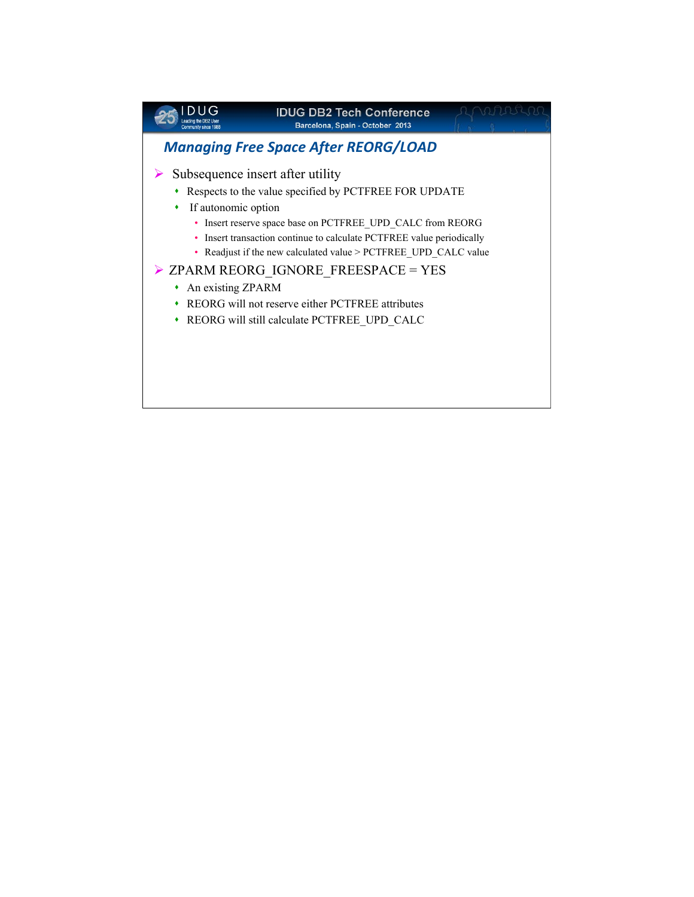## Managing Free Space After REORG/LOAD

- Subsequence insert after utility
  - Respects to the value specified by PCTFREE FOR UPDATE
  - If autonomic option
    - Insert reserve space base on PCTFREE_UPD_CALC from REORG
    - Insert transaction continue to calculate PCTFREE value periodically
    - Readjust if the new calculated value > PCTFREE_UPD_CALC value
- ZPARM REORG_IGNORE_FREESPACE = YES
  - An existing ZPARM
  - REORG will not reserve either PCTFREE attributes
  - REORG will still calculate PCTFREE_UPD_CALC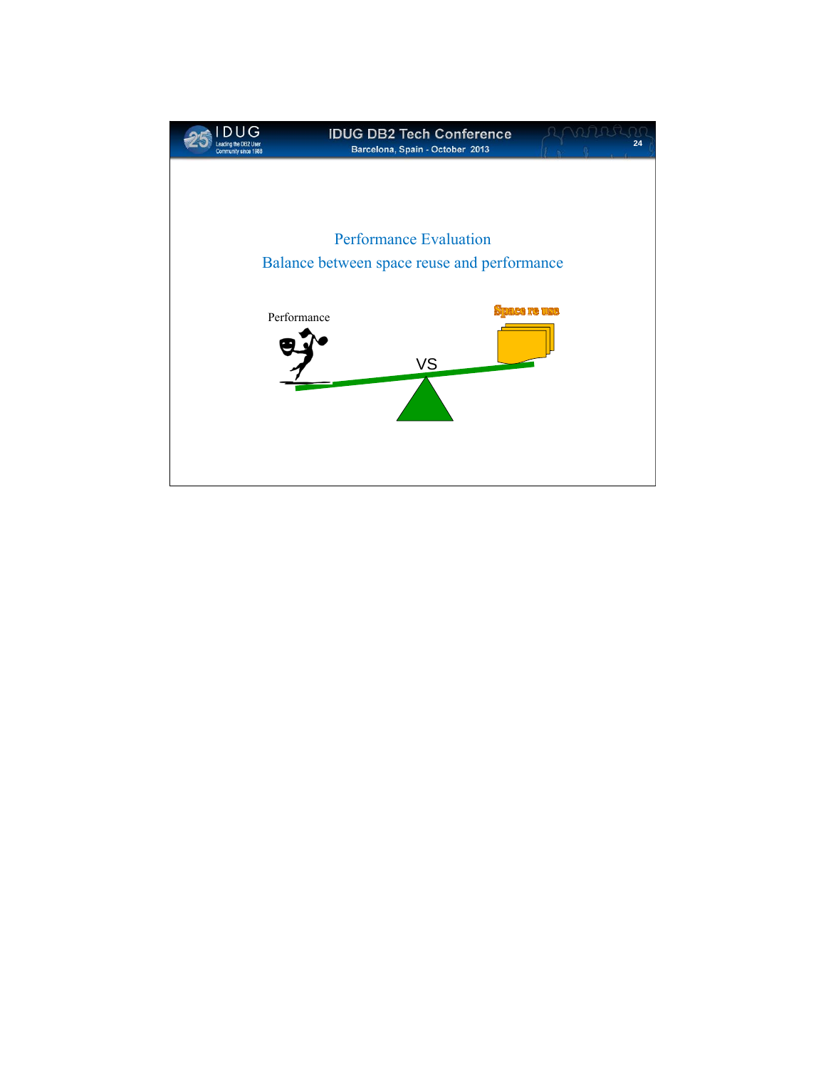## Performance Evaluation

## Balance between space reuse and performance

Performance

VS

Space re use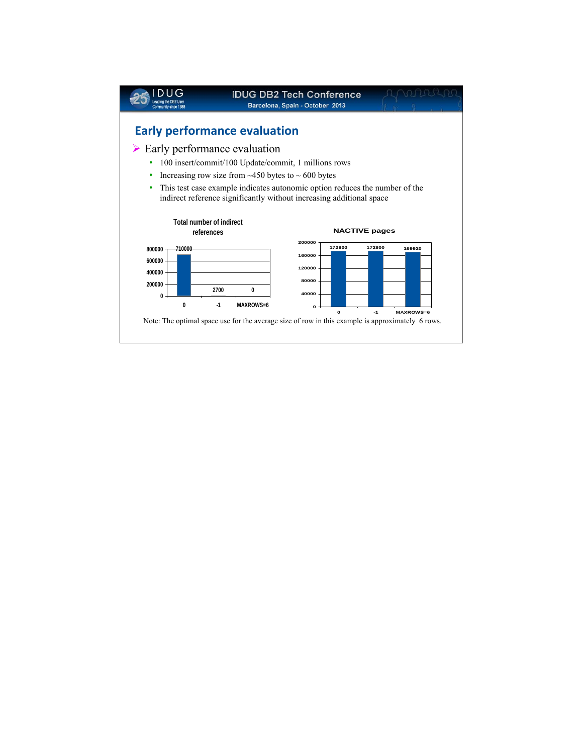## Early performance evaluation

- Early performance evaluation
  - 100 insert/commit/100 Update/commit, 1 millions rows
  - Increasing row size from ~450 bytes to ~ 600 bytes
  - This test case example indicates autonomic option reduces the number of the indirect reference significantly without increasing additional space

**Total number of indirect references**

| | 0 | -1 | MAXROWS=6 |
|---|---|---|---|
| Total number of indirect references | 710000 | 2700 | 0 |

**NACTIVE pages**

| | 0 | -1 | MAXROWS=6 |
|---|---|---|---|
| NACTIVE pages | 172800 | 172800 | 169920 |

Note: The optimal space use for the average size of row in this example is approximately 6 rows.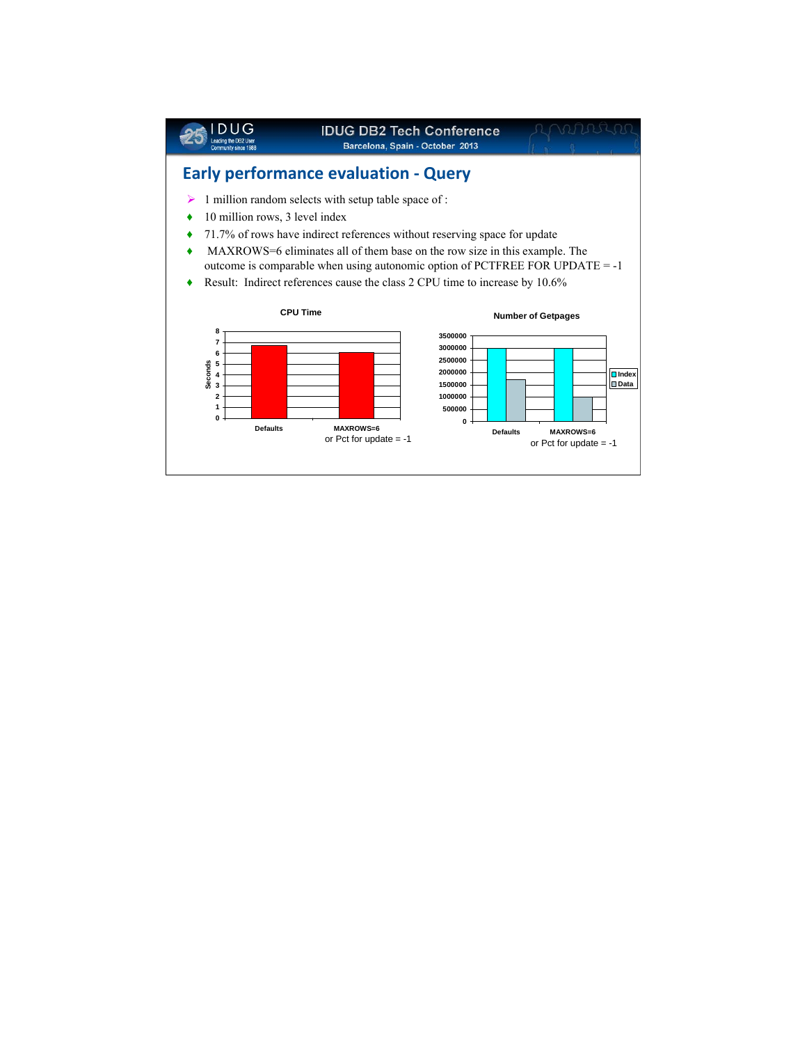## Early performance evaluation - Query

- 1 million random selects with setup table space of :
- 10 million rows, 3 level index
- 71.7% of rows have indirect references without reserving space for update
- MAXROWS=6 eliminates all of them base on the row size in this example. The outcome is comparable when using autonomic option of PCTFREE FOR UPDATE = -1
- Result: Indirect references cause the class 2 CPU time to increase by 10.6%

**CPU Time**

Seconds

Defaults

MAXROWS=6
or Pct for update = -1

**Number of Getpages**

Index
Data

Defaults

MAXROWS=6
or Pct for update = -1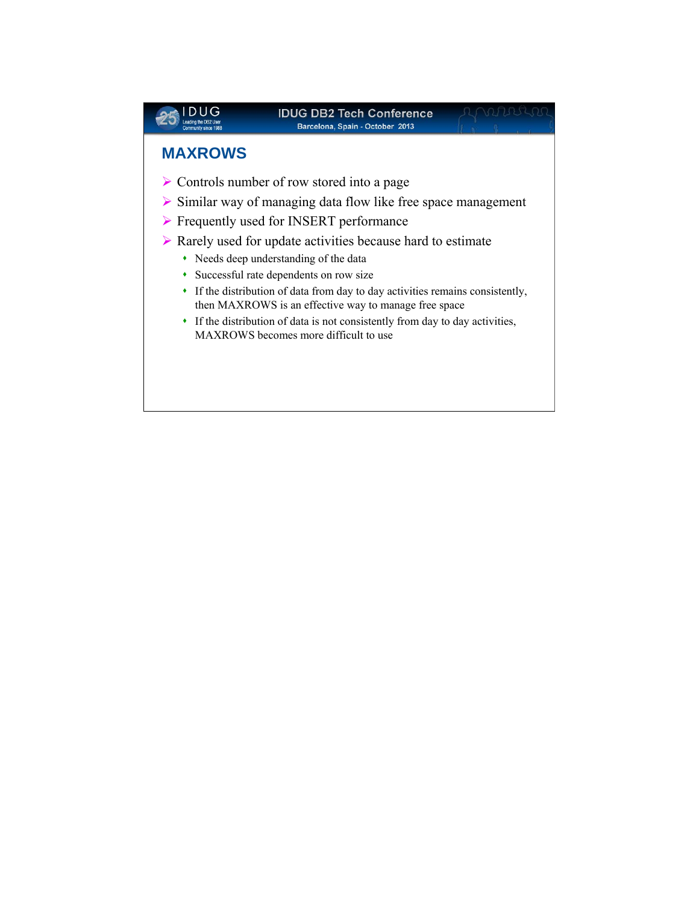## MAXROWS

- Controls number of row stored into a page
- Similar way of managing data flow like free space management
- Frequently used for INSERT performance
- Rarely used for update activities because hard to estimate
  - Needs deep understanding of the data
  - Successful rate dependents on row size
  - If the distribution of data from day to day activities remains consistently, then MAXROWS is an effective way to manage free space
  - If the distribution of data is not consistently from day to day activities, MAXROWS becomes more difficult to use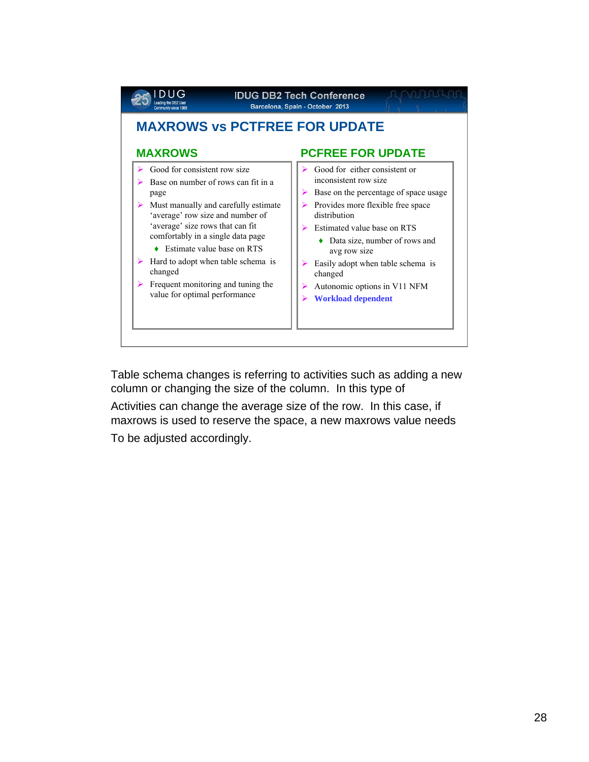## MAXROWS vs PCTFREE FOR UPDATE

### MAXROWS

- Good for consistent row size
- Base on number of rows can fit in a page
- Must manually and carefully estimate 'average' row size and number of 'average' size rows that can fit comfortably in a single data page
  - Estimate value base on RTS
- Hard to adopt when table schema is changed
- Frequent monitoring and tuning the value for optimal performance

### PCFREE FOR UPDATE

- Good for either consistent or inconsistent row size
- Base on the percentage of space usage
- Provides more flexible free space distribution
- Estimated value base on RTS
  - Data size, number of rows and avg row size
- Easily adopt when table schema is changed
- Autonomic options in V11 NFM
- **Workload dependent**

Table schema changes is referring to activities such as adding a new column or changing the size of the column. In this type of

Activities can change the average size of the row. In this case, if maxrows is used to reserve the space, a new maxrows value needs

To be adjusted accordingly.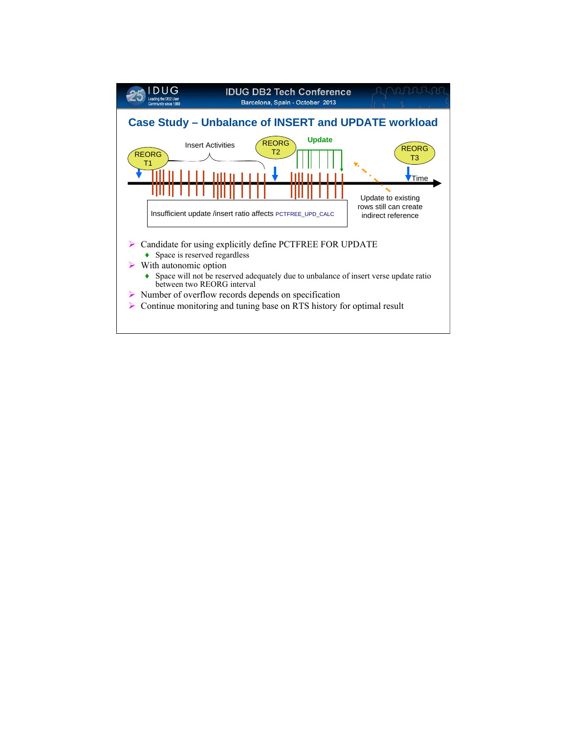## Case Study – Unbalance of INSERT and UPDATE workload

REORG T1 — Insert Activities — REORG T2 — Update — REORG T3 — Time

Insufficient update /insert ratio affects PCTFREE_UPD_CALC

Update to existing rows still can create indirect reference

- Candidate for using explicitly define PCTFREE FOR UPDATE
  - Space is reserved regardless
- With autonomic option
  - Space will not be reserved adequately due to unbalance of insert verse update ratio between two REORG interval
- Number of overflow records depends on specification
- Continue monitoring and tuning base on RTS history for optimal result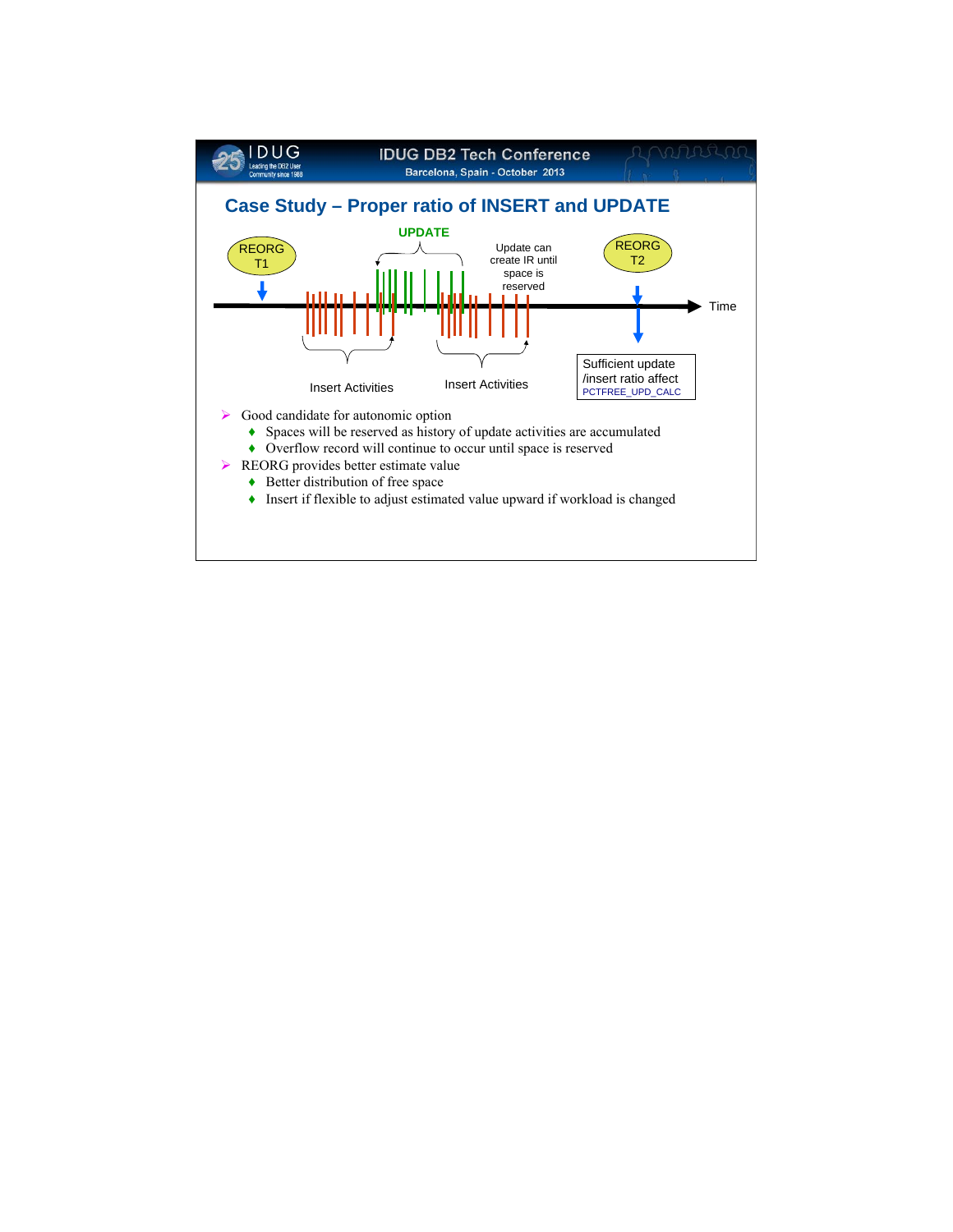## Case Study – Proper ratio of INSERT and UPDATE

REORG T1

UPDATE

Update can create IR until space is reserved

REORG T2

Time

Insert Activities

Insert Activities

Sufficient update /insert ratio affect PCTFREE_UPD_CALC

- Good candidate for autonomic option
  - Spaces will be reserved as history of update activities are accumulated
  - Overflow record will continue to occur until space is reserved
- REORG provides better estimate value
  - Better distribution of free space
  - Insert if flexible to adjust estimated value upward if workload is changed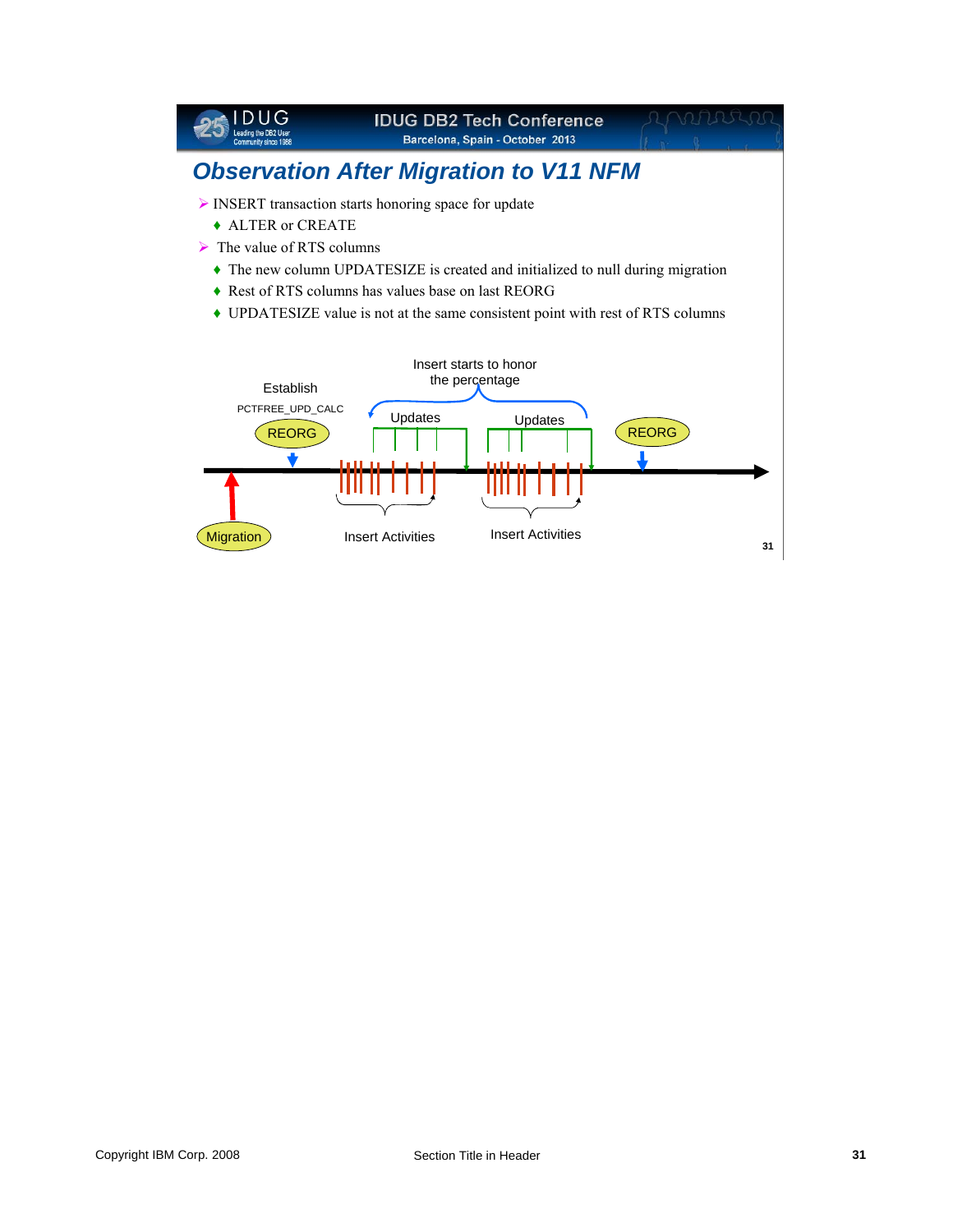## Observation After Migration to V11 NFM

- INSERT transaction starts honoring space for update
  - ALTER or CREATE
- The value of RTS columns
  - The new column UPDATESIZE is created and initialized to null during migration
  - Rest of RTS columns has values base on last REORG
  - UPDATESIZE value is not at the same consistent point with rest of RTS columns

Establish PCTFREE_UPD_CALC

REORG

Insert starts to honor the percentage

Updates

Updates

REORG

Migration

Insert Activities

Insert Activities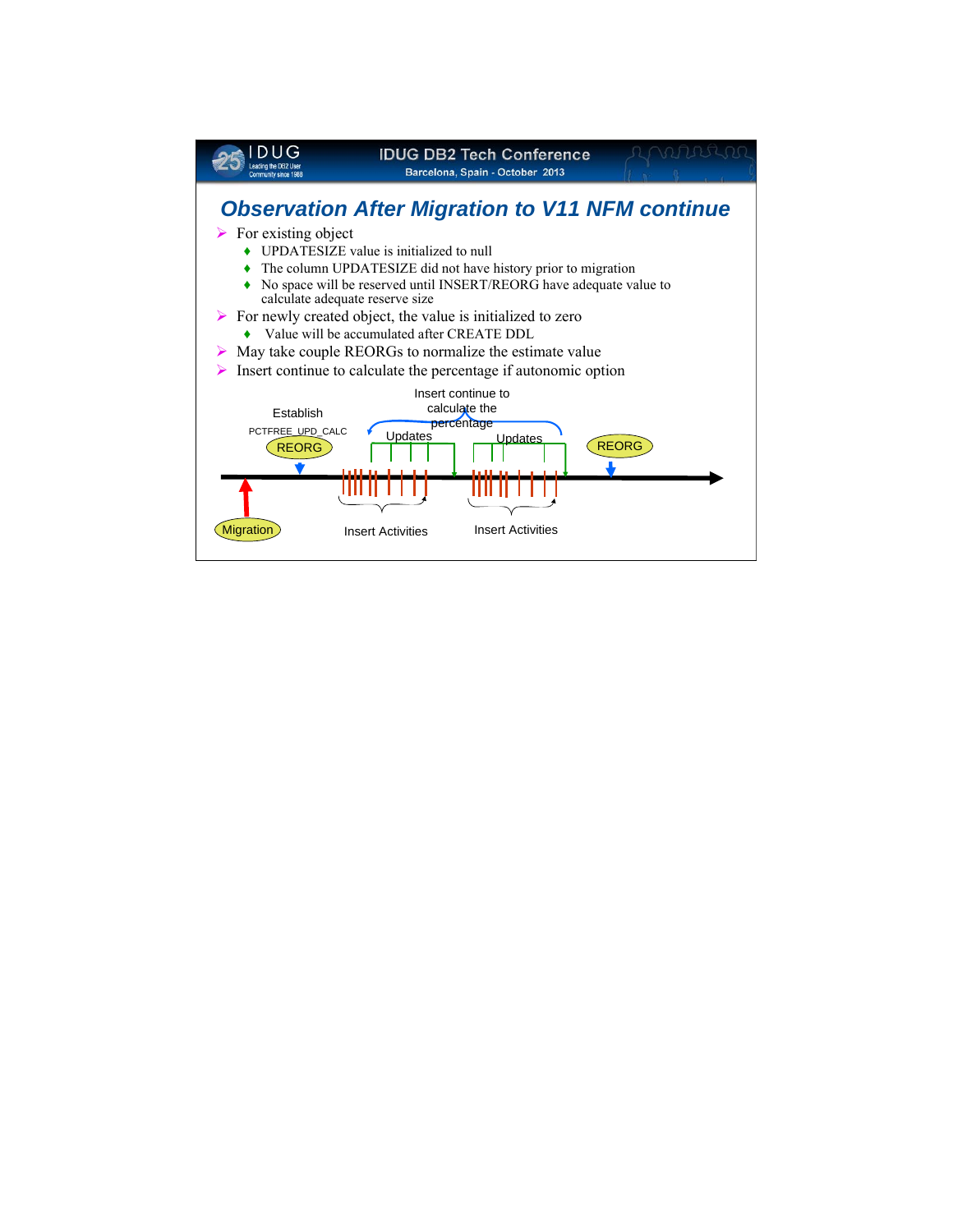## Observation After Migration to V11 NFM continue

- For existing object
  - UPDATESIZE value is initialized to null
  - The column UPDATESIZE did not have history prior to migration
  - No space will be reserved until INSERT/REORG have adequate value to calculate adequate reserve size
- For newly created object, the value is initialized to zero
  - Value will be accumulated after CREATE DDL
- May take couple REORGs to normalize the estimate value
- Insert continue to calculate the percentage if autonomic option

Establish PCTFREE_UPD_CALC

REORG

Insert continue to calculate the percentage

Updates

Updates

REORG

Migration

Insert Activities

Insert Activities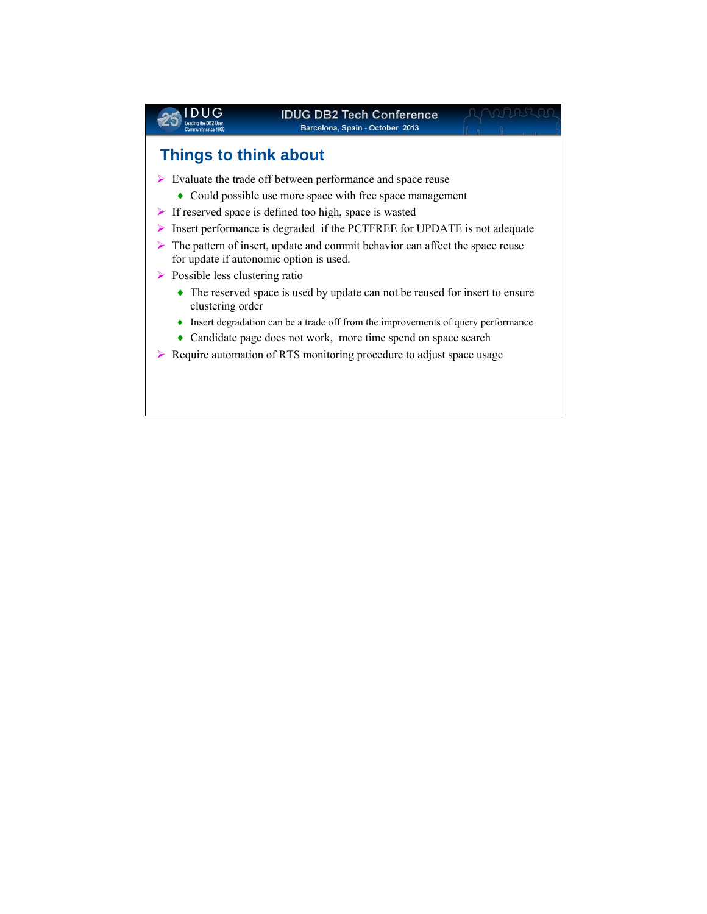## Things to think about

- Evaluate the trade off between performance and space reuse
  - Could possible use more space with free space management
- If reserved space is defined too high, space is wasted
- Insert performance is degraded if the PCTFREE for UPDATE is not adequate
- The pattern of insert, update and commit behavior can affect the space reuse for update if autonomic option is used.
- Possible less clustering ratio
  - The reserved space is used by update can not be reused for insert to ensure clustering order
  - Insert degradation can be a trade off from the improvements of query performance
  - Candidate page does not work, more time spend on space search
- Require automation of RTS monitoring procedure to adjust space usage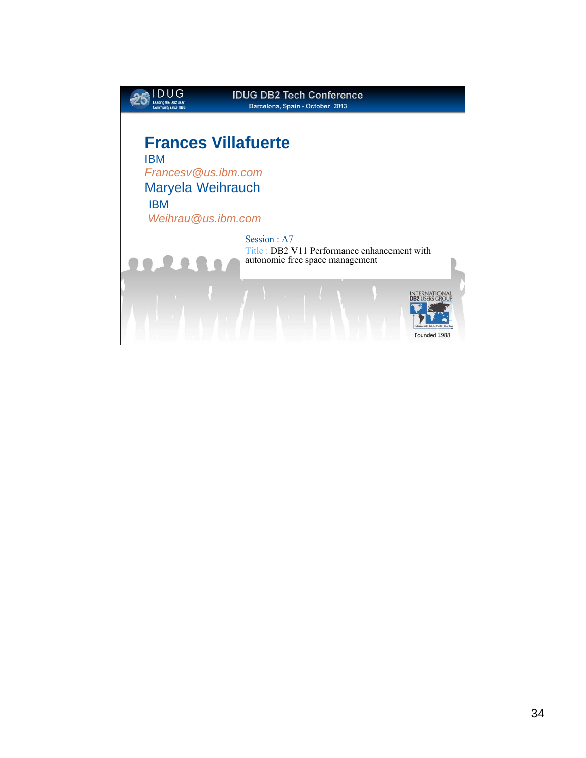IDUG DB2 Tech Conference

Barcelona, Spain - October 2013

# Frances Villafuerte

IBM

*Francesv@us.ibm.com*

Maryela Weihrauch

IBM

*Weihrau@us.ibm.com*

Session : A7

Title : DB2 V11 Performance enhancement with autonomic free space management